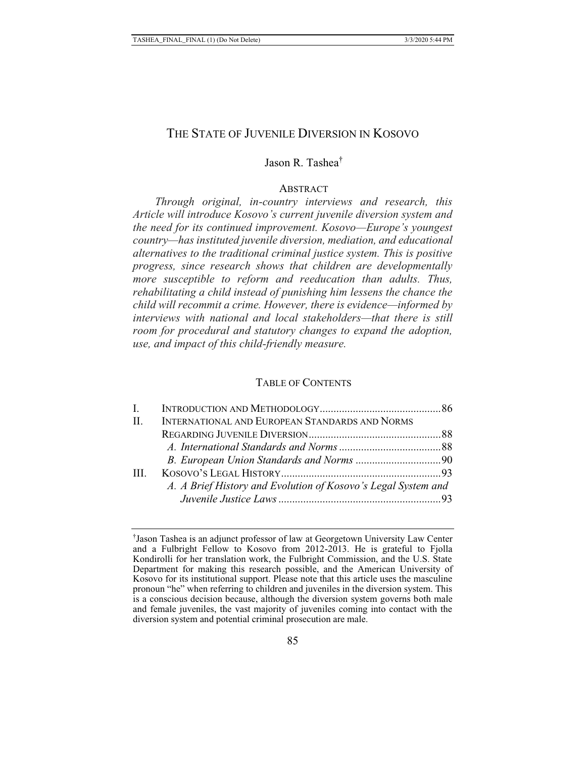# THE STATE OF JUVENILE DIVERSION IN KOSOVO

Jason R. Tashea[†]

## ABSTRACT

*Through original, in-country interviews and research, this Article will introduce Kosovo's current juvenile diversion system and the need for its continued improvement. Kosovo—Europe's youngest country—has instituted juvenile diversion, mediation, and educational alternatives to the traditional criminal justice system. This is positive progress, since research shows that children are developmentally more susceptible to reform and reeducation than adults. Thus, rehabilitating a child instead of punishing him lessens the chance the child will recommit a crime. However, there is evidence—informed by interviews with national and local stakeholders—that there is still room for procedural and statutory changes to expand the adoption, use, and impact of this child-friendly measure.*

## TABLE OF CONTENTS

I. INTRODUCTION AND METHODOLOGY ............ 86

II. INTERNATIONAL AND EUROPEAN STANDARDS AND NORMS REGARDING JUVENILE DIVERSION ............ 88

- *A. International Standards and Norms* ............ 88
- *B. European Union Standards and Norms* ............ 90

III. KOSOVO'S LEGAL HISTORY ............ 93

- *A. A Brief History and Evolution of Kosovo's Legal System and Juvenile Justice Laws* ............ 93

---

[†]Jason Tashea is an adjunct professor of law at Georgetown University Law Center and a Fulbright Fellow to Kosovo from 2012-2013. He is grateful to Fjolla Kondirolli for her translation work, the Fulbright Commission, and the U.S. State Department for making this research possible, and the American University of Kosovo for its institutional support. Please note that this article uses the masculine pronoun "he" when referring to children and juveniles in the diversion system. This is a conscious decision because, although the diversion system governs both male and female juveniles, the vast majority of juveniles coming into contact with the diversion system and potential criminal prosecution are male.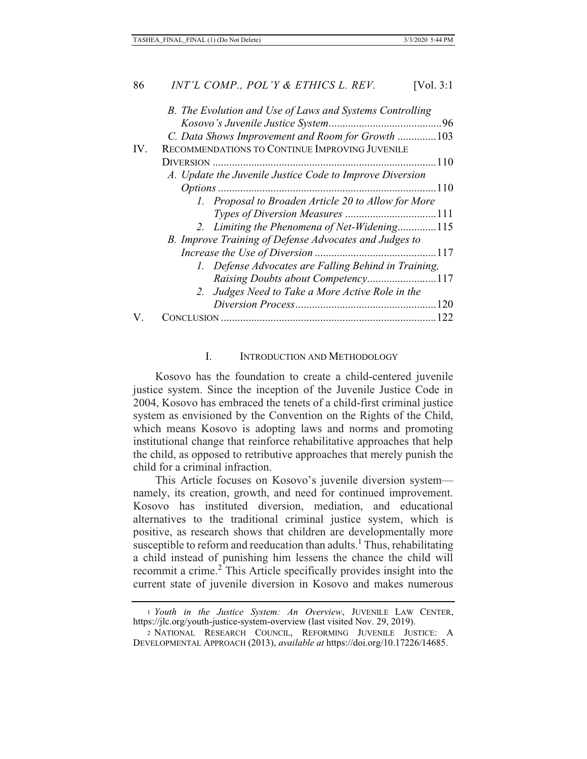*B. The Evolution and Use of Laws and Systems Controlling Kosovo's Juvenile Justice System* .........................................96

*C. Data Shows Improvement and Room for Growth* ..............103

IV. RECOMMENDATIONS TO CONTINUE IMPROVING JUVENILE DIVERSION .................................................................................110

*A. Update the Juvenile Justice Code to Improve Diversion Options* ...............................................................................110

*1. Proposal to Broaden Article 20 to Allow for More Types of Diversion Measures* .................................111

*2. Limiting the Phenomena of Net-Widening*..............115

*B. Improve Training of Defense Advocates and Judges to Increase the Use of Diversion* ............................................117

*1. Defense Advocates are Falling Behind in Training, Raising Doubts about Competency*.........................117

*2. Judges Need to Take a More Active Role in the Diversion Process*...................................................120

V. CONCLUSION .............................................................................122

## I. INTRODUCTION AND METHODOLOGY

Kosovo has the foundation to create a child-centered juvenile justice system. Since the inception of the Juvenile Justice Code in 2004, Kosovo has embraced the tenets of a child-first criminal justice system as envisioned by the Convention on the Rights of the Child, which means Kosovo is adopting laws and norms and promoting institutional change that reinforce rehabilitative approaches that help the child, as opposed to retributive approaches that merely punish the child for a criminal infraction.

This Article focuses on Kosovo's juvenile diversion system—namely, its creation, growth, and need for continued improvement. Kosovo has instituted diversion, mediation, and educational alternatives to the traditional criminal justice system, which is positive, as research shows that children are developmentally more susceptible to reform and reeducation than adults.[1] Thus, rehabilitating a child instead of punishing him lessens the chance the child will recommit a crime.[2] This Article specifically provides insight into the current state of juvenile diversion in Kosovo and makes numerous

---

1 *Youth in the Justice System: An Overview*, JUVENILE LAW CENTER, https://jlc.org/youth-justice-system-overview (last visited Nov. 29, 2019).

2 NATIONAL RESEARCH COUNCIL, REFORMING JUVENILE JUSTICE: A DEVELOPMENTAL APPROACH (2013), *available at* https://doi.org/10.17226/14685.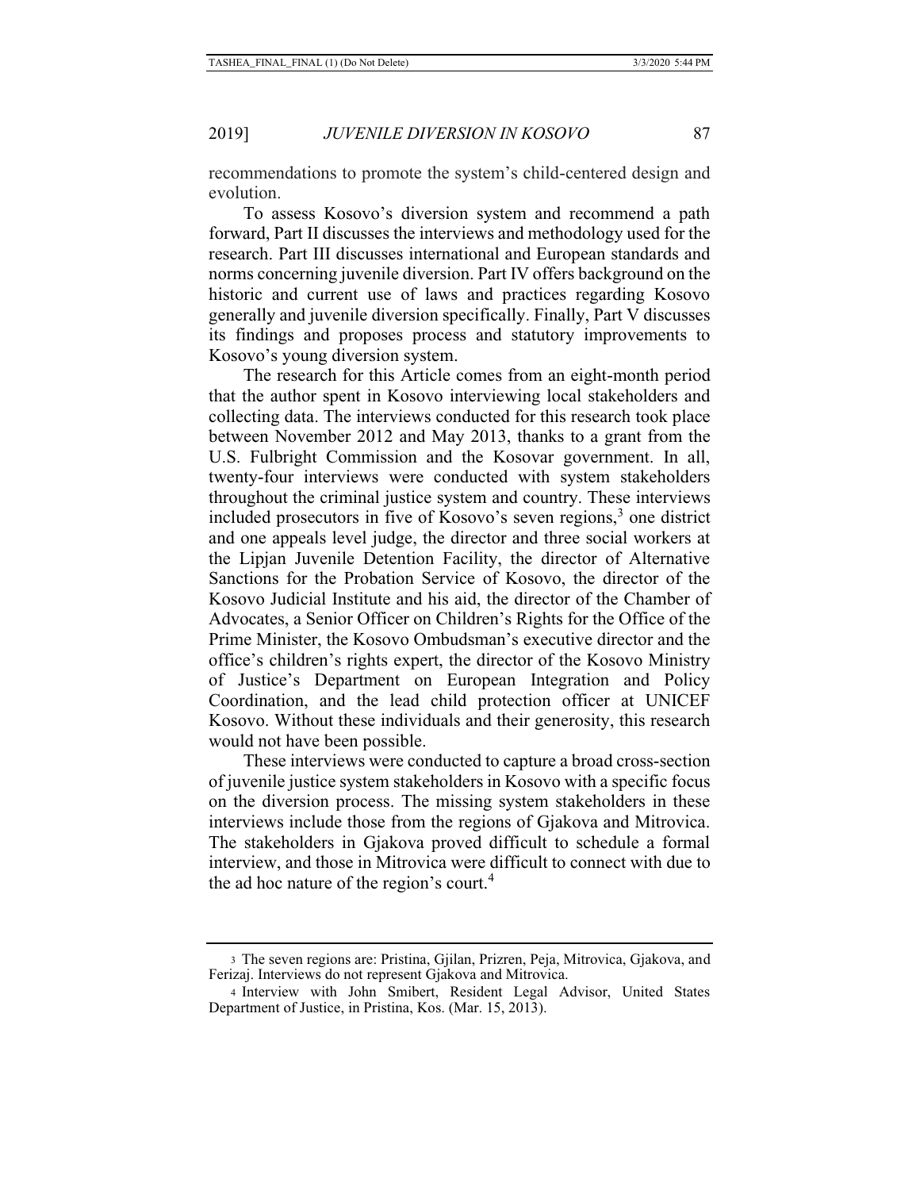recommendations to promote the system's child-centered design and evolution.

To assess Kosovo's diversion system and recommend a path forward, Part II discusses the interviews and methodology used for the research. Part III discusses international and European standards and norms concerning juvenile diversion. Part IV offers background on the historic and current use of laws and practices regarding Kosovo generally and juvenile diversion specifically. Finally, Part V discusses its findings and proposes process and statutory improvements to Kosovo's young diversion system.

The research for this Article comes from an eight-month period that the author spent in Kosovo interviewing local stakeholders and collecting data. The interviews conducted for this research took place between November 2012 and May 2013, thanks to a grant from the U.S. Fulbright Commission and the Kosovar government. In all, twenty-four interviews were conducted with system stakeholders throughout the criminal justice system and country. These interviews included prosecutors in five of Kosovo's seven regions,[3] one district and one appeals level judge, the director and three social workers at the Lipjan Juvenile Detention Facility, the director of Alternative Sanctions for the Probation Service of Kosovo, the director of the Kosovo Judicial Institute and his aid, the director of the Chamber of Advocates, a Senior Officer on Children's Rights for the Office of the Prime Minister, the Kosovo Ombudsman's executive director and the office's children's rights expert, the director of the Kosovo Ministry of Justice's Department on European Integration and Policy Coordination, and the lead child protection officer at UNICEF Kosovo. Without these individuals and their generosity, this research would not have been possible.

These interviews were conducted to capture a broad cross-section of juvenile justice system stakeholders in Kosovo with a specific focus on the diversion process. The missing system stakeholders in these interviews include those from the regions of Gjakova and Mitrovica. The stakeholders in Gjakova proved difficult to schedule a formal interview, and those in Mitrovica were difficult to connect with due to the ad hoc nature of the region's court.[4]

---

[3] The seven regions are: Pristina, Gjilan, Prizren, Peja, Mitrovica, Gjakova, and Ferizaj. Interviews do not represent Gjakova and Mitrovica.

[4] Interview with John Smibert, Resident Legal Advisor, United States Department of Justice, in Pristina, Kos. (Mar. 15, 2013).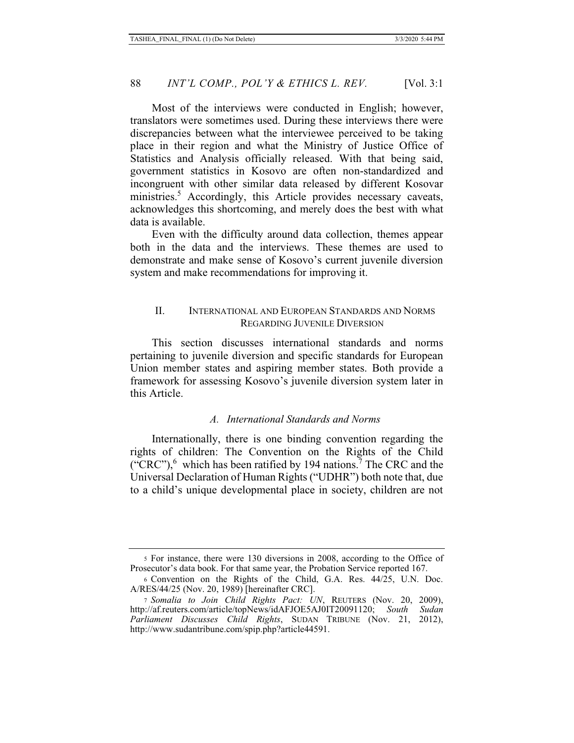Most of the interviews were conducted in English; however, translators were sometimes used. During these interviews there were discrepancies between what the interviewee perceived to be taking place in their region and what the Ministry of Justice Office of Statistics and Analysis officially released. With that being said, government statistics in Kosovo are often non-standardized and incongruent with other similar data released by different Kosovar ministries.[5] Accordingly, this Article provides necessary caveats, acknowledges this shortcoming, and merely does the best with what data is available.

Even with the difficulty around data collection, themes appear both in the data and the interviews. These themes are used to demonstrate and make sense of Kosovo's current juvenile diversion system and make recommendations for improving it.

## II. International and European Standards and Norms Regarding Juvenile Diversion

This section discusses international standards and norms pertaining to juvenile diversion and specific standards for European Union member states and aspiring member states. Both provide a framework for assessing Kosovo's juvenile diversion system later in this Article.

### A. *International Standards and Norms*

Internationally, there is one binding convention regarding the rights of children: The Convention on the Rights of the Child ("CRC"),[6] which has been ratified by 194 nations.[7] The CRC and the Universal Declaration of Human Rights ("UDHR") both note that, due to a child's unique developmental place in society, children are not

---

[5] For instance, there were 130 diversions in 2008, according to the Office of Prosecutor's data book. For that same year, the Probation Service reported 167.

[6] Convention on the Rights of the Child, G.A. Res. 44/25, U.N. Doc. A/RES/44/25 (Nov. 20, 1989) [hereinafter CRC].

[7] *Somalia to Join Child Rights Pact: UN*, REUTERS (Nov. 20, 2009), http://af.reuters.com/article/topNews/idAFJOE5AJ0IT20091120; *South Sudan Parliament Discusses Child Rights*, SUDAN TRIBUNE (Nov. 21, 2012), http://www.sudantribune.com/spip.php?article44591.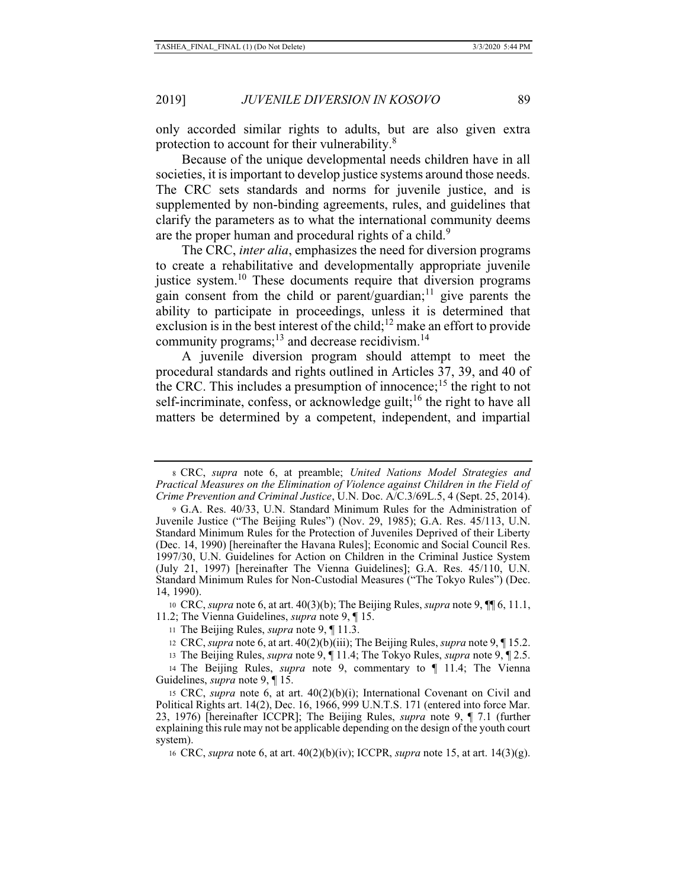only accorded similar rights to adults, but are also given extra protection to account for their vulnerability.[8]

Because of the unique developmental needs children have in all societies, it is important to develop justice systems around those needs. The CRC sets standards and norms for juvenile justice, and is supplemented by non-binding agreements, rules, and guidelines that clarify the parameters as to what the international community deems are the proper human and procedural rights of a child.[9]

The CRC, *inter alia*, emphasizes the need for diversion programs to create a rehabilitative and developmentally appropriate juvenile justice system.[10] These documents require that diversion programs gain consent from the child or parent/guardian;[11] give parents the ability to participate in proceedings, unless it is determined that exclusion is in the best interest of the child;[12] make an effort to provide community programs;[13] and decrease recidivism.[14]

A juvenile diversion program should attempt to meet the procedural standards and rights outlined in Articles 37, 39, and 40 of the CRC. This includes a presumption of innocence;[15] the right to not self-incriminate, confess, or acknowledge guilt;[16] the right to have all matters be determined by a competent, independent, and impartial

---

8 CRC, *supra* note 6, at preamble; *United Nations Model Strategies and Practical Measures on the Elimination of Violence against Children in the Field of Crime Prevention and Criminal Justice*, U.N. Doc. A/C.3/69L.5, 4 (Sept. 25, 2014).

9 G.A. Res. 40/33, U.N. Standard Minimum Rules for the Administration of Juvenile Justice ("The Beijing Rules") (Nov. 29, 1985); G.A. Res. 45/113, U.N. Standard Minimum Rules for the Protection of Juveniles Deprived of their Liberty (Dec. 14, 1990) [hereinafter the Havana Rules]; Economic and Social Council Res. 1997/30, U.N. Guidelines for Action on Children in the Criminal Justice System (July 21, 1997) [hereinafter The Vienna Guidelines]; G.A. Res. 45/110, U.N. Standard Minimum Rules for Non-Custodial Measures ("The Tokyo Rules") (Dec. 14, 1990).

10 CRC, *supra* note 6, at art. 40(3)(b); The Beijing Rules, *supra* note 9, ¶¶ 6, 11.1, 11.2; The Vienna Guidelines, *supra* note 9, ¶ 15.

11 The Beijing Rules, *supra* note 9, ¶ 11.3.

12 CRC, *supra* note 6, at art. 40(2)(b)(iii); The Beijing Rules, *supra* note 9, ¶ 15.2.

13 The Beijing Rules, *supra* note 9, ¶ 11.4; The Tokyo Rules, *supra* note 9, ¶ 2.5.

14 The Beijing Rules, *supra* note 9, commentary to ¶ 11.4; The Vienna Guidelines, *supra* note 9, ¶ 15.

15 CRC, *supra* note 6, at art. 40(2)(b)(i); International Covenant on Civil and Political Rights art. 14(2), Dec. 16, 1966, 999 U.N.T.S. 171 (entered into force Mar. 23, 1976) [hereinafter ICCPR]; The Beijing Rules, *supra* note 9, ¶ 7.1 (further explaining this rule may not be applicable depending on the design of the youth court system).

16 CRC, *supra* note 6, at art. 40(2)(b)(iv); ICCPR, *supra* note 15, at art. 14(3)(g).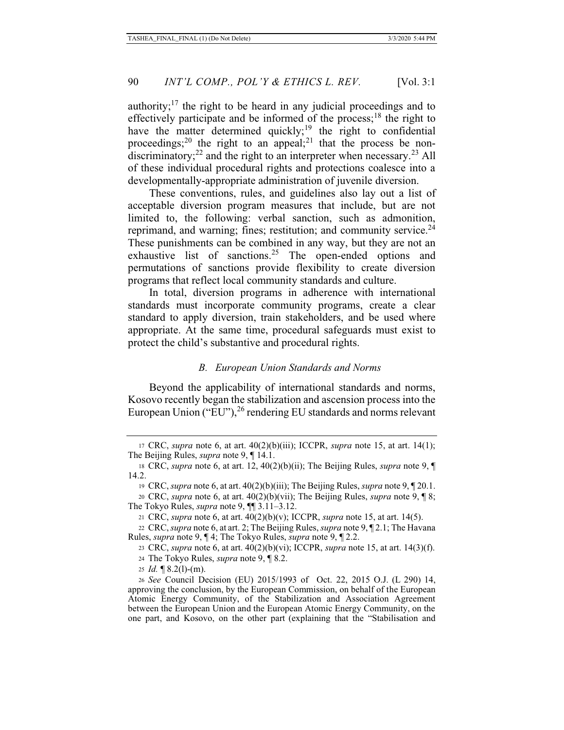authority;[17] the right to be heard in any judicial proceedings and to effectively participate and be informed of the process;[18] the right to have the matter determined quickly;[19] the right to confidential proceedings;[20] the right to an appeal;[21] that the process be non-discriminatory;[22] and the right to an interpreter when necessary.[23] All of these individual procedural rights and protections coalesce into a developmentally-appropriate administration of juvenile diversion.

These conventions, rules, and guidelines also lay out a list of acceptable diversion program measures that include, but are not limited to, the following: verbal sanction, such as admonition, reprimand, and warning; fines; restitution; and community service.[24] These punishments can be combined in any way, but they are not an exhaustive list of sanctions.[25] The open-ended options and permutations of sanctions provide flexibility to create diversion programs that reflect local community standards and culture.

In total, diversion programs in adherence with international standards must incorporate community programs, create a clear standard to apply diversion, train stakeholders, and be used where appropriate. At the same time, procedural safeguards must exist to protect the child's substantive and procedural rights.

### *B. European Union Standards and Norms*

Beyond the applicability of international standards and norms, Kosovo recently began the stabilization and ascension process into the European Union ("EU"),[26] rendering EU standards and norms relevant

---

17 CRC, *supra* note 6, at art. 40(2)(b)(iii); ICCPR, *supra* note 15, at art. 14(1); The Beijing Rules, *supra* note 9, ¶ 14.1.

18 CRC, *supra* note 6, at art. 12, 40(2)(b)(ii); The Beijing Rules, *supra* note 9, ¶ 14.2.

19 CRC, *supra* note 6, at art. 40(2)(b)(iii); The Beijing Rules, *supra* note 9, ¶ 20.1.

20 CRC, *supra* note 6, at art. 40(2)(b)(vii); The Beijing Rules, *supra* note 9, ¶ 8; The Tokyo Rules, *supra* note 9, ¶¶ 3.11–3.12.

21 CRC, *supra* note 6, at art. 40(2)(b)(v); ICCPR, *supra* note 15, at art. 14(5).

22 CRC, *supra* note 6, at art. 2; The Beijing Rules, *supra* note 9, ¶ 2.1; The Havana Rules, *supra* note 9, ¶ 4; The Tokyo Rules, *supra* note 9, ¶ 2.2.

23 CRC, *supra* note 6, at art. 40(2)(b)(vi); ICCPR, *supra* note 15, at art. 14(3)(f).

24 The Tokyo Rules, *supra* note 9, ¶ 8.2.

25 *Id.* ¶ 8.2(l)-(m).

26 *See* Council Decision (EU) 2015/1993 of Oct. 22, 2015 O.J. (L 290) 14, approving the conclusion, by the European Commission, on behalf of the European Atomic Energy Community, of the Stabilization and Association Agreement between the European Union and the European Atomic Energy Community, on the one part, and Kosovo, on the other part (explaining that the "Stabilisation and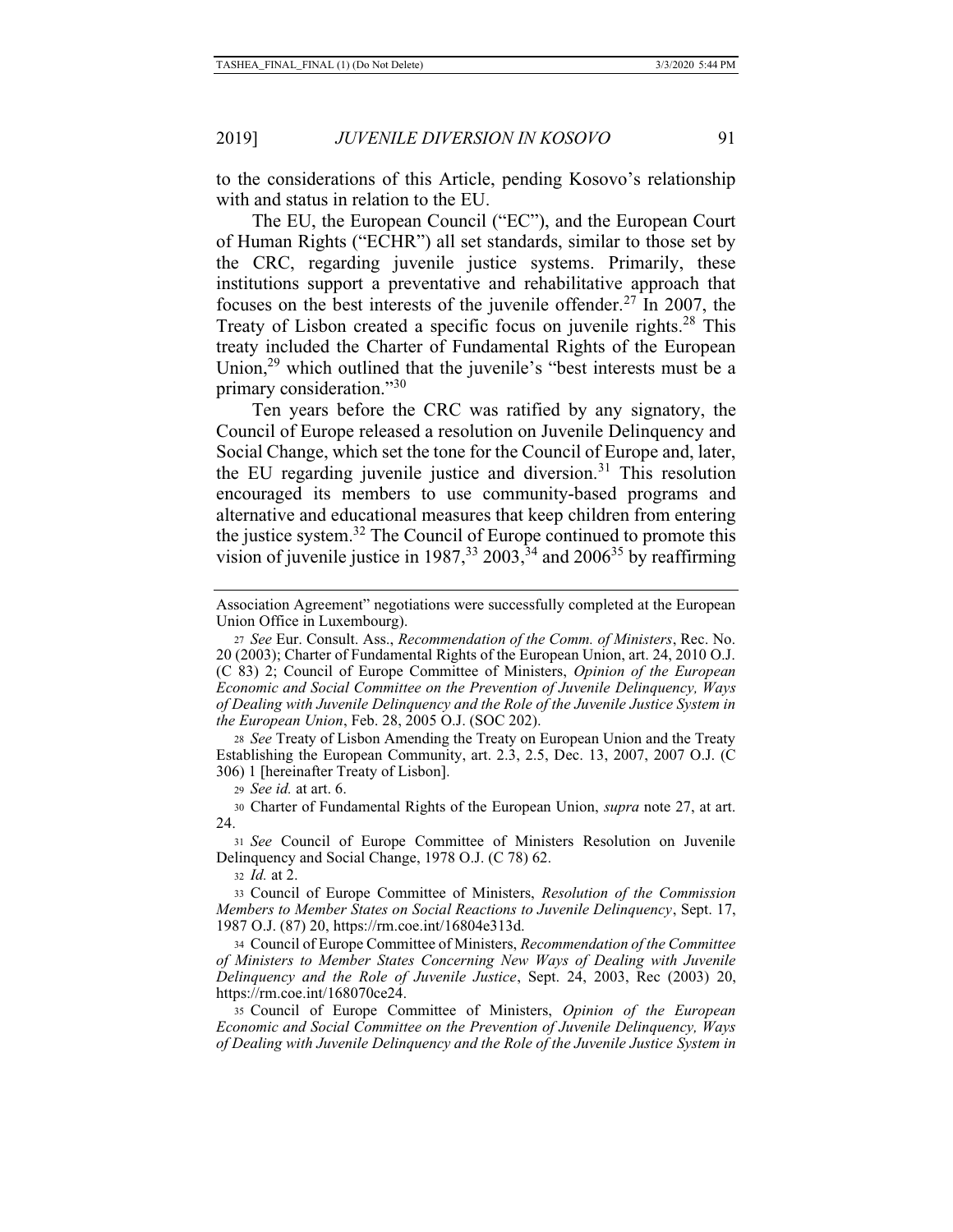to the considerations of this Article, pending Kosovo's relationship with and status in relation to the EU.

The EU, the European Council ("EC"), and the European Court of Human Rights ("ECHR") all set standards, similar to those set by the CRC, regarding juvenile justice systems. Primarily, these institutions support a preventative and rehabilitative approach that focuses on the best interests of the juvenile offender.[27] In 2007, the Treaty of Lisbon created a specific focus on juvenile rights.[28] This treaty included the Charter of Fundamental Rights of the European Union,[29] which outlined that the juvenile's "best interests must be a primary consideration."[30]

Ten years before the CRC was ratified by any signatory, the Council of Europe released a resolution on Juvenile Delinquency and Social Change, which set the tone for the Council of Europe and, later, the EU regarding juvenile justice and diversion.[31] This resolution encouraged its members to use community-based programs and alternative and educational measures that keep children from entering the justice system.[32] The Council of Europe continued to promote this vision of juvenile justice in 1987,[33] 2003,[34] and 2006[35] by reaffirming

---

Association Agreement" negotiations were successfully completed at the European Union Office in Luxembourg).

27 *See* Eur. Consult. Ass., *Recommendation of the Comm. of Ministers*, Rec. No. 20 (2003); Charter of Fundamental Rights of the European Union, art. 24, 2010 O.J. (C 83) 2; Council of Europe Committee of Ministers, *Opinion of the European Economic and Social Committee on the Prevention of Juvenile Delinquency, Ways of Dealing with Juvenile Delinquency and the Role of the Juvenile Justice System in the European Union*, Feb. 28, 2005 O.J. (SOC 202).

28 *See* Treaty of Lisbon Amending the Treaty on European Union and the Treaty Establishing the European Community, art. 2.3, 2.5, Dec. 13, 2007, 2007 O.J. (C 306) 1 [hereinafter Treaty of Lisbon].

29 *See id.* at art. 6.

30 Charter of Fundamental Rights of the European Union, *supra* note 27, at art. 24.

31 *See* Council of Europe Committee of Ministers Resolution on Juvenile Delinquency and Social Change, 1978 O.J. (C 78) 62.

32 *Id.* at 2.

33 Council of Europe Committee of Ministers, *Resolution of the Commission Members to Member States on Social Reactions to Juvenile Delinquency*, Sept. 17, 1987 O.J. (87) 20, https://rm.coe.int/16804e313d.

34 Council of Europe Committee of Ministers, *Recommendation of the Committee of Ministers to Member States Concerning New Ways of Dealing with Juvenile Delinquency and the Role of Juvenile Justice*, Sept. 24, 2003, Rec (2003) 20, https://rm.coe.int/168070ce24.

35 Council of Europe Committee of Ministers, *Opinion of the European Economic and Social Committee on the Prevention of Juvenile Delinquency, Ways of Dealing with Juvenile Delinquency and the Role of the Juvenile Justice System in*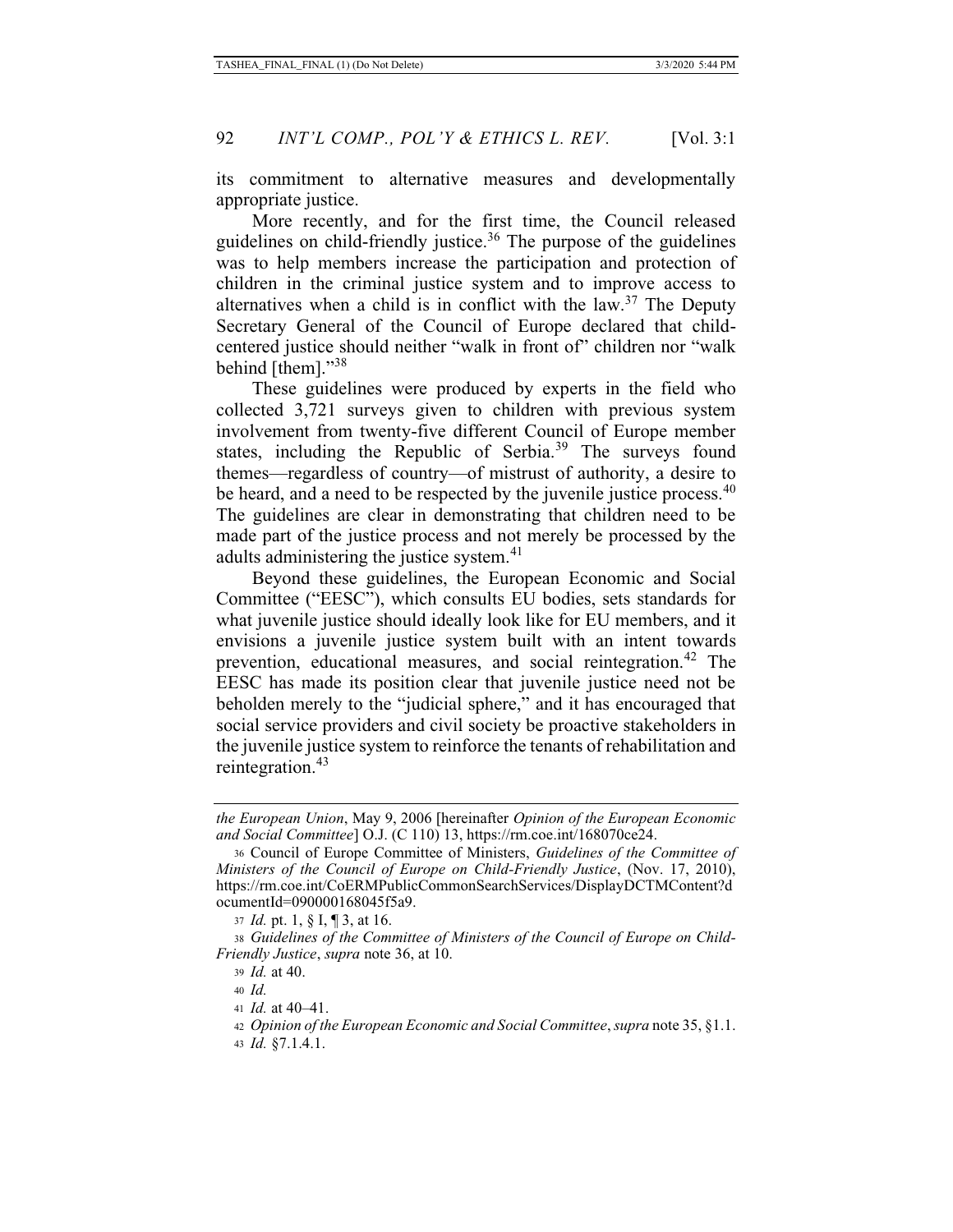its commitment to alternative measures and developmentally appropriate justice.

More recently, and for the first time, the Council released guidelines on child-friendly justice.[36] The purpose of the guidelines was to help members increase the participation and protection of children in the criminal justice system and to improve access to alternatives when a child is in conflict with the law.[37] The Deputy Secretary General of the Council of Europe declared that child-centered justice should neither "walk in front of" children nor "walk behind [them]."[38]

These guidelines were produced by experts in the field who collected 3,721 surveys given to children with previous system involvement from twenty-five different Council of Europe member states, including the Republic of Serbia.[39] The surveys found themes—regardless of country—of mistrust of authority, a desire to be heard, and a need to be respected by the juvenile justice process.[40] The guidelines are clear in demonstrating that children need to be made part of the justice process and not merely be processed by the adults administering the justice system.[41]

Beyond these guidelines, the European Economic and Social Committee ("EESC"), which consults EU bodies, sets standards for what juvenile justice should ideally look like for EU members, and it envisions a juvenile justice system built with an intent towards prevention, educational measures, and social reintegration.[42] The EESC has made its position clear that juvenile justice need not be beholden merely to the "judicial sphere," and it has encouraged that social service providers and civil society be proactive stakeholders in the juvenile justice system to reinforce the tenants of rehabilitation and reintegration.[43]

---

*the European Union*, May 9, 2006 [hereinafter *Opinion of the European Economic and Social Committee*] O.J. (C 110) 13, https://rm.coe.int/168070ce24.

36 Council of Europe Committee of Ministers, *Guidelines of the Committee of Ministers of the Council of Europe on Child-Friendly Justice*, (Nov. 17, 2010), https://rm.coe.int/CoERMPublicCommonSearchServices/DisplayDCTMContent?documentId=090000168045f5a9.

37 *Id.* pt. 1, § I, ¶ 3, at 16.

38 *Guidelines of the Committee of Ministers of the Council of Europe on Child-Friendly Justice*, *supra* note 36, at 10.

39 *Id.* at 40.

40 *Id.*

41 *Id.* at 40–41.

42 *Opinion of the European Economic and Social Committee*, *supra* note 35, §1.1.

43 *Id.* §7.1.4.1.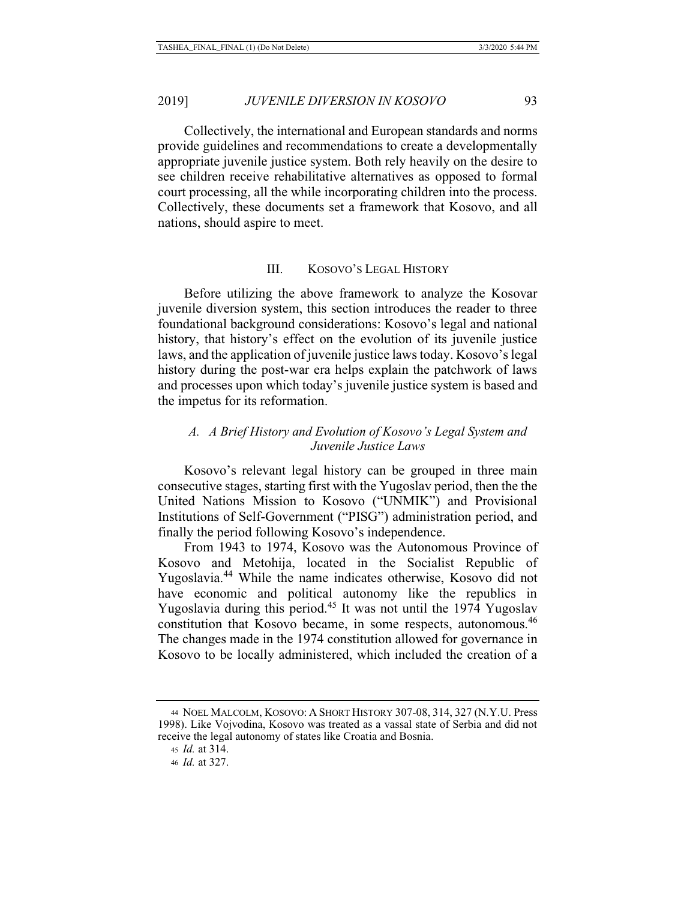Collectively, the international and European standards and norms provide guidelines and recommendations to create a developmentally appropriate juvenile justice system. Both rely heavily on the desire to see children receive rehabilitative alternatives as opposed to formal court processing, all the while incorporating children into the process. Collectively, these documents set a framework that Kosovo, and all nations, should aspire to meet.

## III. KOSOVO'S LEGAL HISTORY

Before utilizing the above framework to analyze the Kosovar juvenile diversion system, this section introduces the reader to three foundational background considerations: Kosovo's legal and national history, that history's effect on the evolution of its juvenile justice laws, and the application of juvenile justice laws today. Kosovo's legal history during the post-war era helps explain the patchwork of laws and processes upon which today's juvenile justice system is based and the impetus for its reformation.

### *A. A Brief History and Evolution of Kosovo's Legal System and Juvenile Justice Laws*

Kosovo's relevant legal history can be grouped in three main consecutive stages, starting first with the Yugoslav period, then the the United Nations Mission to Kosovo ("UNMIK") and Provisional Institutions of Self-Government ("PISG") administration period, and finally the period following Kosovo's independence.

From 1943 to 1974, Kosovo was the Autonomous Province of Kosovo and Metohija, located in the Socialist Republic of Yugoslavia.[44] While the name indicates otherwise, Kosovo did not have economic and political autonomy like the republics in Yugoslavia during this period.[45] It was not until the 1974 Yugoslav constitution that Kosovo became, in some respects, autonomous.[46] The changes made in the 1974 constitution allowed for governance in Kosovo to be locally administered, which included the creation of a

---

[44] NOEL MALCOLM, KOSOVO: A SHORT HISTORY 307-08, 314, 327 (N.Y.U. Press 1998). Like Vojvodina, Kosovo was treated as a vassal state of Serbia and did not receive the legal autonomy of states like Croatia and Bosnia.

[45] *Id.* at 314.

[46] *Id.* at 327.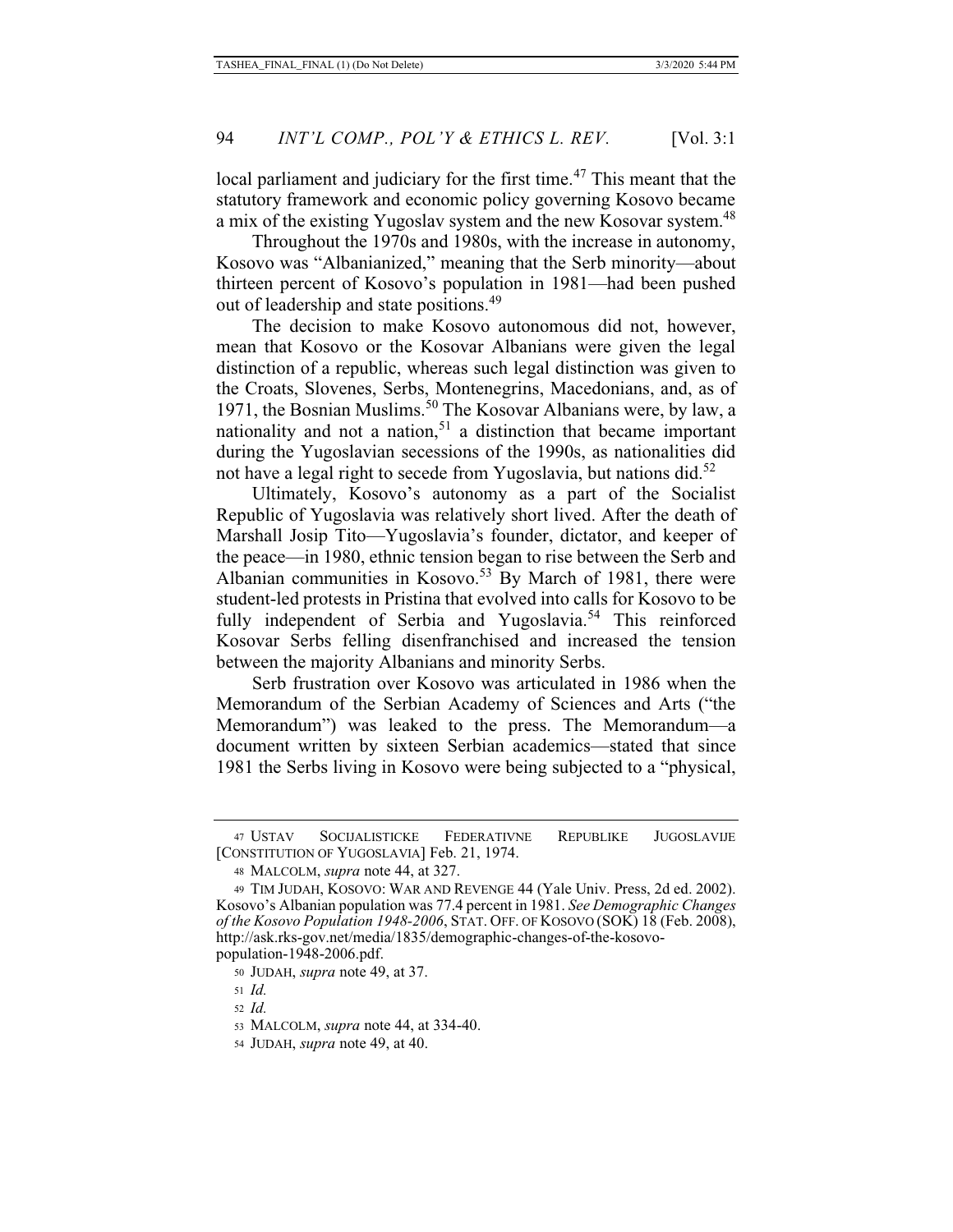local parliament and judiciary for the first time.[47] This meant that the statutory framework and economic policy governing Kosovo became a mix of the existing Yugoslav system and the new Kosovar system.[48]

Throughout the 1970s and 1980s, with the increase in autonomy, Kosovo was "Albanianized," meaning that the Serb minority—about thirteen percent of Kosovo's population in 1981—had been pushed out of leadership and state positions.[49]

The decision to make Kosovo autonomous did not, however, mean that Kosovo or the Kosovar Albanians were given the legal distinction of a republic, whereas such legal distinction was given to the Croats, Slovenes, Serbs, Montenegrins, Macedonians, and, as of 1971, the Bosnian Muslims.[50] The Kosovar Albanians were, by law, a nationality and not a nation,[51] a distinction that became important during the Yugoslavian secessions of the 1990s, as nationalities did not have a legal right to secede from Yugoslavia, but nations did.[52]

Ultimately, Kosovo's autonomy as a part of the Socialist Republic of Yugoslavia was relatively short lived. After the death of Marshall Josip Tito—Yugoslavia's founder, dictator, and keeper of the peace—in 1980, ethnic tension began to rise between the Serb and Albanian communities in Kosovo.[53] By March of 1981, there were student-led protests in Pristina that evolved into calls for Kosovo to be fully independent of Serbia and Yugoslavia.[54] This reinforced Kosovar Serbs felling disenfranchised and increased the tension between the majority Albanians and minority Serbs.

Serb frustration over Kosovo was articulated in 1986 when the Memorandum of the Serbian Academy of Sciences and Arts ("the Memorandum") was leaked to the press. The Memorandum—a document written by sixteen Serbian academics—stated that since 1981 the Serbs living in Kosovo were being subjected to a "physical,

---

47 USTAV SOCIJALISTICKE FEDERATIVNE REPUBLIKE JUGOSLAVIJE [CONSTITUTION OF YUGOSLAVIA] Feb. 21, 1974.

48 MALCOLM, *supra* note 44, at 327.

49 TIM JUDAH, KOSOVO: WAR AND REVENGE 44 (Yale Univ. Press, 2d ed. 2002). Kosovo's Albanian population was 77.4 percent in 1981. *See Demographic Changes of the Kosovo Population 1948-2006*, STAT. OFF. OF KOSOVO (SOK) 18 (Feb. 2008), http://ask.rks-gov.net/media/1835/demographic-changes-of-the-kosovo-population-1948-2006.pdf.

50 JUDAH, *supra* note 49, at 37.

51 *Id.*

52 *Id.*

53 MALCOLM, *supra* note 44, at 334-40.

54 JUDAH, *supra* note 49, at 40.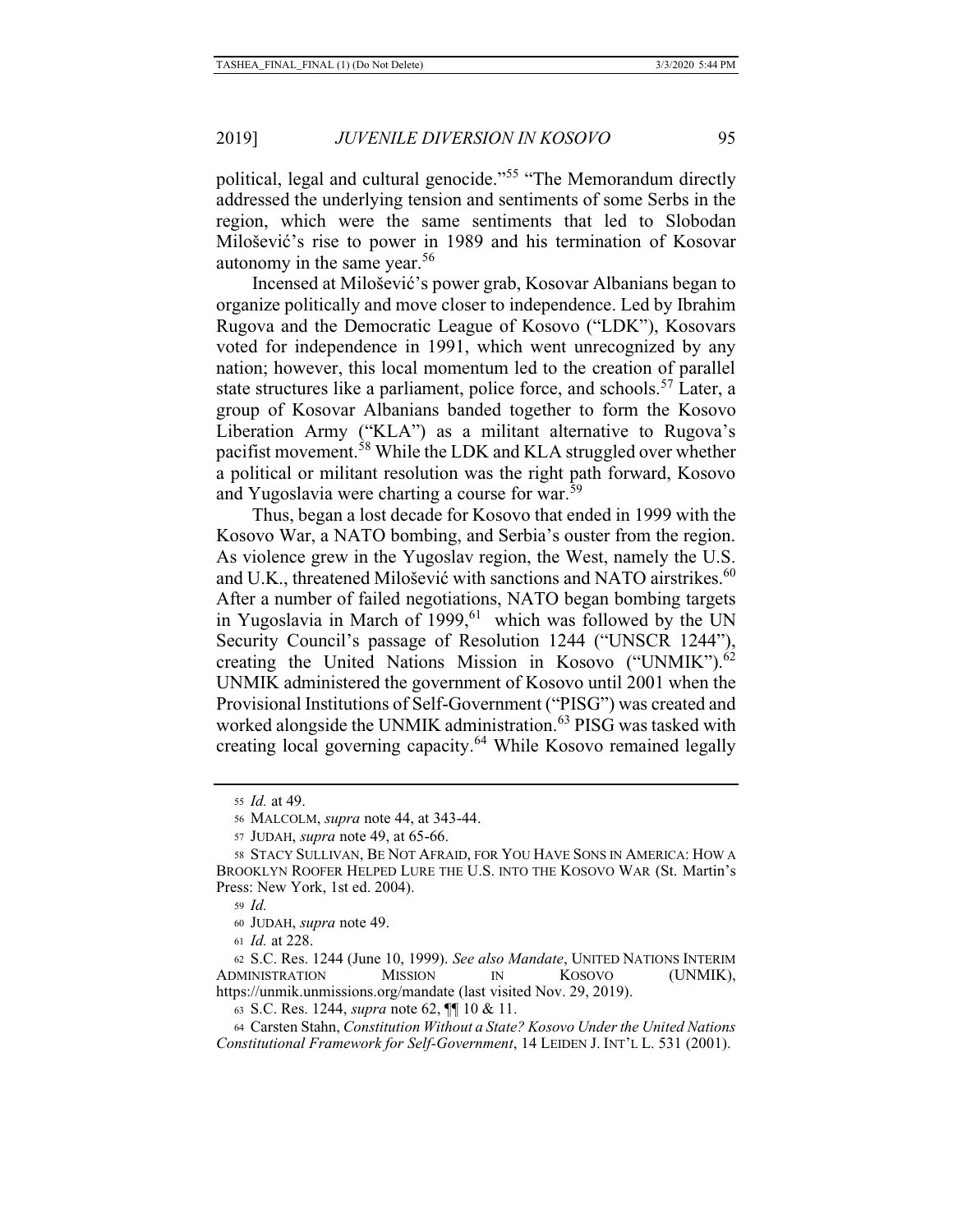political, legal and cultural genocide."[55] "The Memorandum directly addressed the underlying tension and sentiments of some Serbs in the region, which were the same sentiments that led to Slobodan Milošević's rise to power in 1989 and his termination of Kosovar autonomy in the same year.[56]

Incensed at Milošević's power grab, Kosovar Albanians began to organize politically and move closer to independence. Led by Ibrahim Rugova and the Democratic League of Kosovo ("LDK"), Kosovars voted for independence in 1991, which went unrecognized by any nation; however, this local momentum led to the creation of parallel state structures like a parliament, police force, and schools.[57] Later, a group of Kosovar Albanians banded together to form the Kosovo Liberation Army ("KLA") as a militant alternative to Rugova's pacifist movement.[58] While the LDK and KLA struggled over whether a political or militant resolution was the right path forward, Kosovo and Yugoslavia were charting a course for war.[59]

Thus, began a lost decade for Kosovo that ended in 1999 with the Kosovo War, a NATO bombing, and Serbia's ouster from the region. As violence grew in the Yugoslav region, the West, namely the U.S. and U.K., threatened Milošević with sanctions and NATO airstrikes.[60] After a number of failed negotiations, NATO began bombing targets in Yugoslavia in March of 1999,[61] which was followed by the UN Security Council's passage of Resolution 1244 ("UNSCR 1244"), creating the United Nations Mission in Kosovo ("UNMIK").[62] UNMIK administered the government of Kosovo until 2001 when the Provisional Institutions of Self-Government ("PISG") was created and worked alongside the UNMIK administration.[63] PISG was tasked with creating local governing capacity.[64] While Kosovo remained legally

---

[55] *Id.* at 49.

[56] MALCOLM, *supra* note 44, at 343-44.

[57] JUDAH, *supra* note 49, at 65-66.

[58] STACY SULLIVAN, BE NOT AFRAID, FOR YOU HAVE SONS IN AMERICA: HOW A BROOKLYN ROOFER HELPED LURE THE U.S. INTO THE KOSOVO WAR (St. Martin's Press: New York, 1st ed. 2004).

[59] *Id.*

[60] JUDAH, *supra* note 49.

[61] *Id.* at 228.

[62] S.C. Res. 1244 (June 10, 1999). *See also Mandate*, UNITED NATIONS INTERIM ADMINISTRATION MISSION IN KOSOVO (UNMIK), https://unmik.unmissions.org/mandate (last visited Nov. 29, 2019).

[63] S.C. Res. 1244, *supra* note 62, ¶¶ 10 & 11.

[64] Carsten Stahn, *Constitution Without a State? Kosovo Under the United Nations Constitutional Framework for Self-Government*, 14 LEIDEN J. INT'L L. 531 (2001).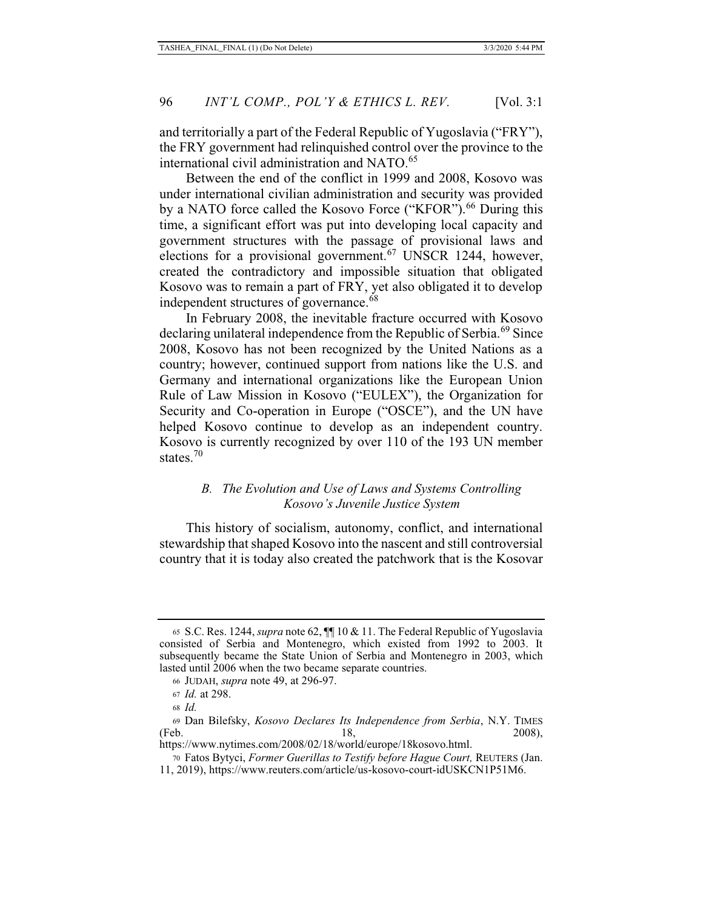and territorially a part of the Federal Republic of Yugoslavia ("FRY"), the FRY government had relinquished control over the province to the international civil administration and NATO.[65]

Between the end of the conflict in 1999 and 2008, Kosovo was under international civilian administration and security was provided by a NATO force called the Kosovo Force ("KFOR").[66] During this time, a significant effort was put into developing local capacity and government structures with the passage of provisional laws and elections for a provisional government.[67] UNSCR 1244, however, created the contradictory and impossible situation that obligated Kosovo was to remain a part of FRY, yet also obligated it to develop independent structures of governance.[68]

In February 2008, the inevitable fracture occurred with Kosovo declaring unilateral independence from the Republic of Serbia.[69] Since 2008, Kosovo has not been recognized by the United Nations as a country; however, continued support from nations like the U.S. and Germany and international organizations like the European Union Rule of Law Mission in Kosovo ("EULEX"), the Organization for Security and Co-operation in Europe ("OSCE"), and the UN have helped Kosovo continue to develop as an independent country. Kosovo is currently recognized by over 110 of the 193 UN member states.[70]

### *B. The Evolution and Use of Laws and Systems Controlling Kosovo's Juvenile Justice System*

This history of socialism, autonomy, conflict, and international stewardship that shaped Kosovo into the nascent and still controversial country that it is today also created the patchwork that is the Kosovar

---

[65] S.C. Res. 1244, *supra* note 62, ¶¶ 10 & 11. The Federal Republic of Yugoslavia consisted of Serbia and Montenegro, which existed from 1992 to 2003. It subsequently became the State Union of Serbia and Montenegro in 2003, which lasted until 2006 when the two became separate countries.

[66] JUDAH, *supra* note 49, at 296-97.

[67] *Id.* at 298.

[68] *Id.*

[69] Dan Bilefsky, *Kosovo Declares Its Independence from Serbia*, N.Y. TIMES (Feb. 18, 2008), https://www.nytimes.com/2008/02/18/world/europe/18kosovo.html.

[70] Fatos Bytyci, *Former Guerillas to Testify before Hague Court,* REUTERS (Jan. 11, 2019), https://www.reuters.com/article/us-kosovo-court-idUSKCN1P51M6.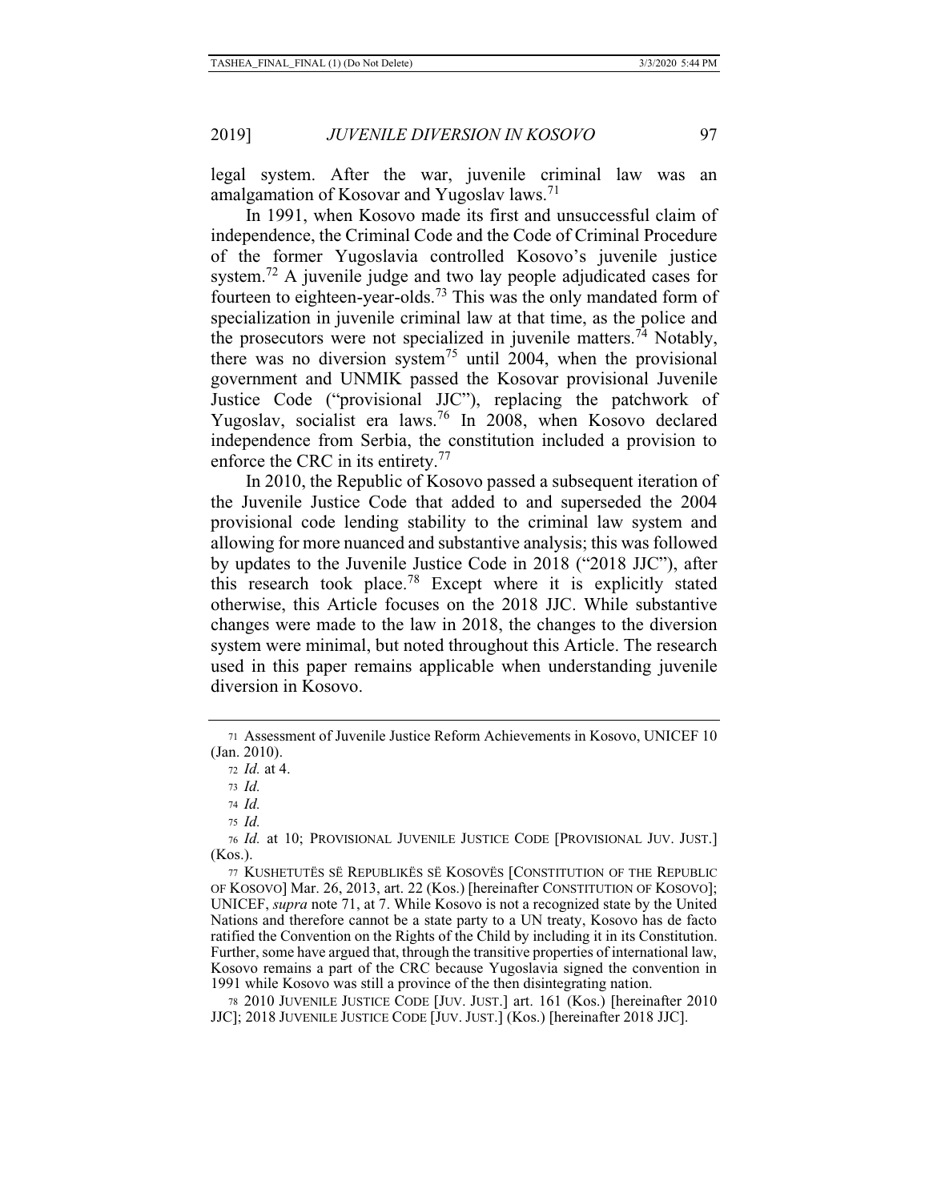legal system. After the war, juvenile criminal law was an amalgamation of Kosovar and Yugoslav laws.[71]

In 1991, when Kosovo made its first and unsuccessful claim of independence, the Criminal Code and the Code of Criminal Procedure of the former Yugoslavia controlled Kosovo's juvenile justice system.[72] A juvenile judge and two lay people adjudicated cases for fourteen to eighteen-year-olds.[73] This was the only mandated form of specialization in juvenile criminal law at that time, as the police and the prosecutors were not specialized in juvenile matters.[74] Notably, there was no diversion system[75] until 2004, when the provisional government and UNMIK passed the Kosovar provisional Juvenile Justice Code ("provisional JJC"), replacing the patchwork of Yugoslav, socialist era laws.[76] In 2008, when Kosovo declared independence from Serbia, the constitution included a provision to enforce the CRC in its entirety.[77]

In 2010, the Republic of Kosovo passed a subsequent iteration of the Juvenile Justice Code that added to and superseded the 2004 provisional code lending stability to the criminal law system and allowing for more nuanced and substantive analysis; this was followed by updates to the Juvenile Justice Code in 2018 ("2018 JJC"), after this research took place.[78] Except where it is explicitly stated otherwise, this Article focuses on the 2018 JJC. While substantive changes were made to the law in 2018, the changes to the diversion system were minimal, but noted throughout this Article. The research used in this paper remains applicable when understanding juvenile diversion in Kosovo.

---

71 Assessment of Juvenile Justice Reform Achievements in Kosovo, UNICEF 10 (Jan. 2010).

72 *Id.* at 4.

73 *Id.*

74 *Id.*

75 *Id.*

76 *Id.* at 10; PROVISIONAL JUVENILE JUSTICE CODE [PROVISIONAL JUV. JUST.] (Kos.).

77 KUSHETUTËS SË REPUBLIKËS SË KOSOVËS [CONSTITUTION OF THE REPUBLIC OF KOSOVO] Mar. 26, 2013, art. 22 (Kos.) [hereinafter CONSTITUTION OF KOSOVO]; UNICEF, *supra* note 71, at 7. While Kosovo is not a recognized state by the United Nations and therefore cannot be a state party to a UN treaty, Kosovo has de facto ratified the Convention on the Rights of the Child by including it in its Constitution. Further, some have argued that, through the transitive properties of international law, Kosovo remains a part of the CRC because Yugoslavia signed the convention in 1991 while Kosovo was still a province of the then disintegrating nation.

78 2010 JUVENILE JUSTICE CODE [JUV. JUST.] art. 161 (Kos.) [hereinafter 2010 JJC]; 2018 JUVENILE JUSTICE CODE [JUV. JUST.] (Kos.) [hereinafter 2018 JJC].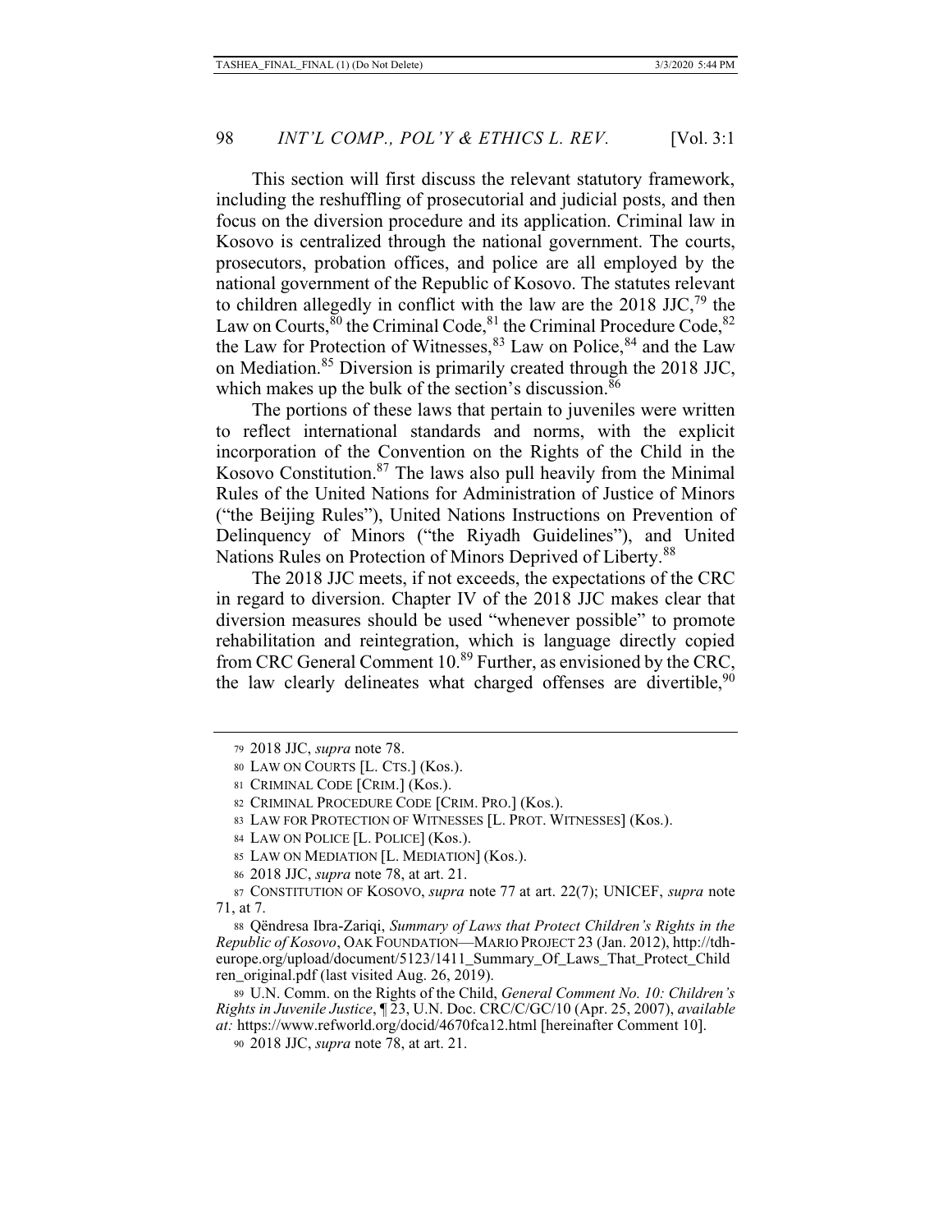This section will first discuss the relevant statutory framework, including the reshuffling of prosecutorial and judicial posts, and then focus on the diversion procedure and its application. Criminal law in Kosovo is centralized through the national government. The courts, prosecutors, probation offices, and police are all employed by the national government of the Republic of Kosovo. The statutes relevant to children allegedly in conflict with the law are the 2018 JJC,[79] the Law on Courts,[80] the Criminal Code,[81] the Criminal Procedure Code,[82] the Law for Protection of Witnesses,[83] Law on Police,[84] and the Law on Mediation.[85] Diversion is primarily created through the 2018 JJC, which makes up the bulk of the section's discussion.[86]

The portions of these laws that pertain to juveniles were written to reflect international standards and norms, with the explicit incorporation of the Convention on the Rights of the Child in the Kosovo Constitution.[87] The laws also pull heavily from the Minimal Rules of the United Nations for Administration of Justice of Minors ("the Beijing Rules"), United Nations Instructions on Prevention of Delinquency of Minors ("the Riyadh Guidelines"), and United Nations Rules on Protection of Minors Deprived of Liberty.[88]

The 2018 JJC meets, if not exceeds, the expectations of the CRC in regard to diversion. Chapter IV of the 2018 JJC makes clear that diversion measures should be used "whenever possible" to promote rehabilitation and reintegration, which is language directly copied from CRC General Comment 10.[89] Further, as envisioned by the CRC, the law clearly delineates what charged offenses are divertible,[90]

---

79 2018 JJC, *supra* note 78.

80 LAW ON COURTS [L. CTS.] (Kos.).

81 CRIMINAL CODE [CRIM.] (Kos.).

82 CRIMINAL PROCEDURE CODE [CRIM. PRO.] (Kos.).

83 LAW FOR PROTECTION OF WITNESSES [L. PROT. WITNESSES] (Kos.).

84 LAW ON POLICE [L. POLICE] (Kos.).

85 LAW ON MEDIATION [L. MEDIATION] (Kos.).

86 2018 JJC, *supra* note 78, at art. 21.

87 CONSTITUTION OF KOSOVO, *supra* note 77 at art. 22(7); UNICEF, *supra* note 71, at 7.

88 Qëndresa Ibra-Zariqi, *Summary of Laws that Protect Children's Rights in the Republic of Kosovo*, OAK FOUNDATION—MARIO PROJECT 23 (Jan. 2012), http://tdh-europe.org/upload/document/5123/1411_Summary_Of_Laws_That_Protect_Children_original.pdf (last visited Aug. 26, 2019).

89 U.N. Comm. on the Rights of the Child, *General Comment No. 10: Children's Rights in Juvenile Justice*, ¶ 23, U.N. Doc. CRC/C/GC/10 (Apr. 25, 2007), *available at:* https://www.refworld.org/docid/4670fca12.html [hereinafter Comment 10].

90 2018 JJC, *supra* note 78, at art. 21.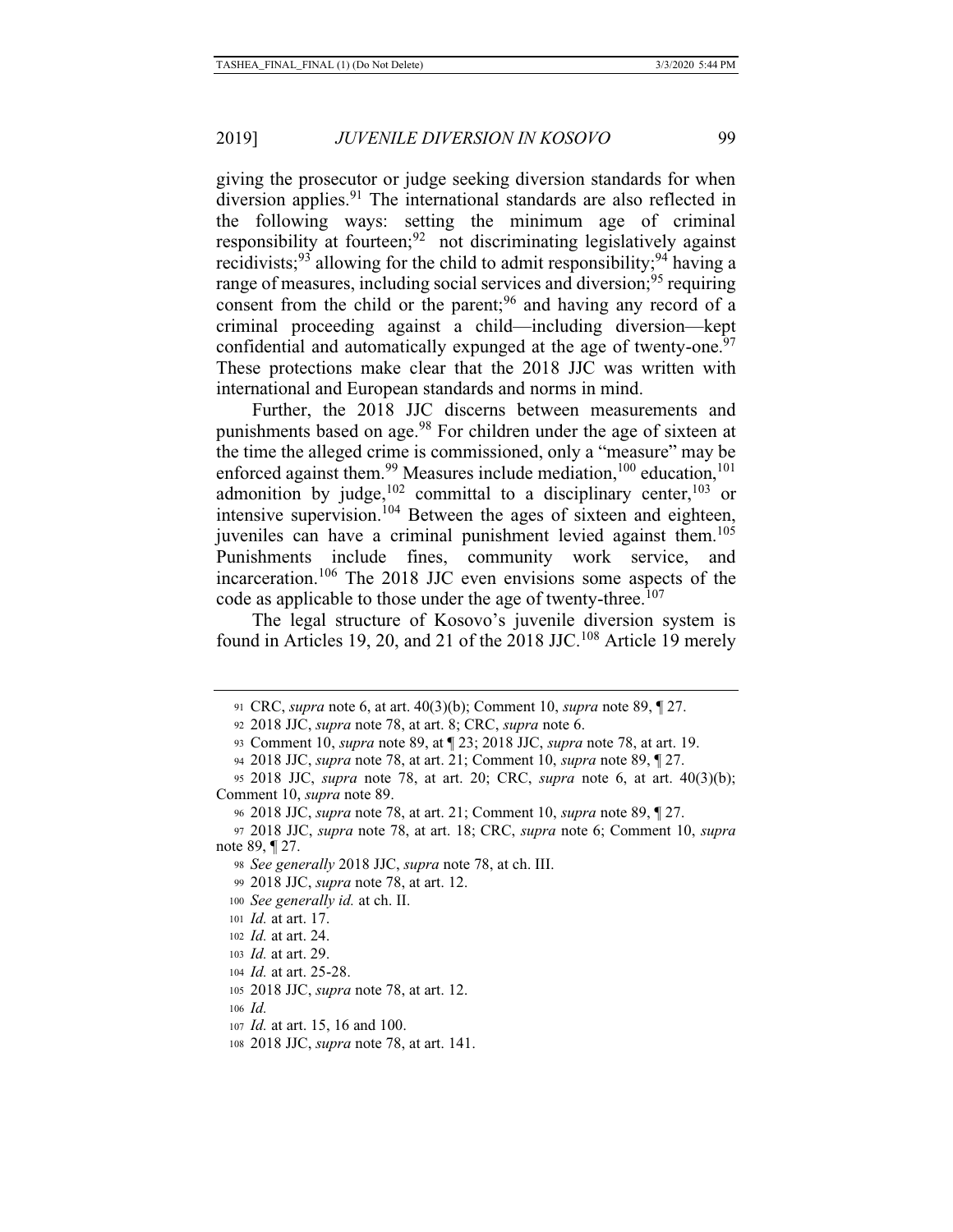giving the prosecutor or judge seeking diversion standards for when diversion applies.[91] The international standards are also reflected in the following ways: setting the minimum age of criminal responsibility at fourteen;[92] not discriminating legislatively against recidivists;[93] allowing for the child to admit responsibility;[94] having a range of measures, including social services and diversion;[95] requiring consent from the child or the parent;[96] and having any record of a criminal proceeding against a child—including diversion—kept confidential and automatically expunged at the age of twenty-one.[97] These protections make clear that the 2018 JJC was written with international and European standards and norms in mind.

Further, the 2018 JJC discerns between measurements and punishments based on age.[98] For children under the age of sixteen at the time the alleged crime is commissioned, only a "measure" may be enforced against them.[99] Measures include mediation,[100] education,[101] admonition by judge,[102] committal to a disciplinary center,[103] or intensive supervision.[104] Between the ages of sixteen and eighteen, juveniles can have a criminal punishment levied against them.[105] Punishments include fines, community work service, and incarceration.[106] The 2018 JJC even envisions some aspects of the code as applicable to those under the age of twenty-three.[107]

The legal structure of Kosovo's juvenile diversion system is found in Articles 19, 20, and 21 of the 2018 JJC.[108] Article 19 merely

---

91 CRC, *supra* note 6, at art. 40(3)(b); Comment 10, *supra* note 89, ¶ 27.

92 2018 JJC, *supra* note 78, at art. 8; CRC, *supra* note 6.

93 Comment 10, *supra* note 89, at ¶ 23; 2018 JJC, *supra* note 78, at art. 19.

94 2018 JJC, *supra* note 78, at art. 21; Comment 10, *supra* note 89, ¶ 27.

95 2018 JJC, *supra* note 78, at art. 20; CRC, *supra* note 6, at art. 40(3)(b); Comment 10, *supra* note 89.

96 2018 JJC, *supra* note 78, at art. 21; Comment 10, *supra* note 89, ¶ 27.

97 2018 JJC, *supra* note 78, at art. 18; CRC, *supra* note 6; Comment 10, *supra* note 89, ¶ 27.

98 *See generally* 2018 JJC, *supra* note 78, at ch. III.

99 2018 JJC, *supra* note 78, at art. 12.

100 *See generally id.* at ch. II.

101 *Id.* at art. 17.

102 *Id.* at art. 24.

103 *Id.* at art. 29.

104 *Id.* at art. 25-28.

105 2018 JJC, *supra* note 78, at art. 12.

106 *Id.*

107 *Id.* at art. 15, 16 and 100.

108 2018 JJC, *supra* note 78, at art. 141.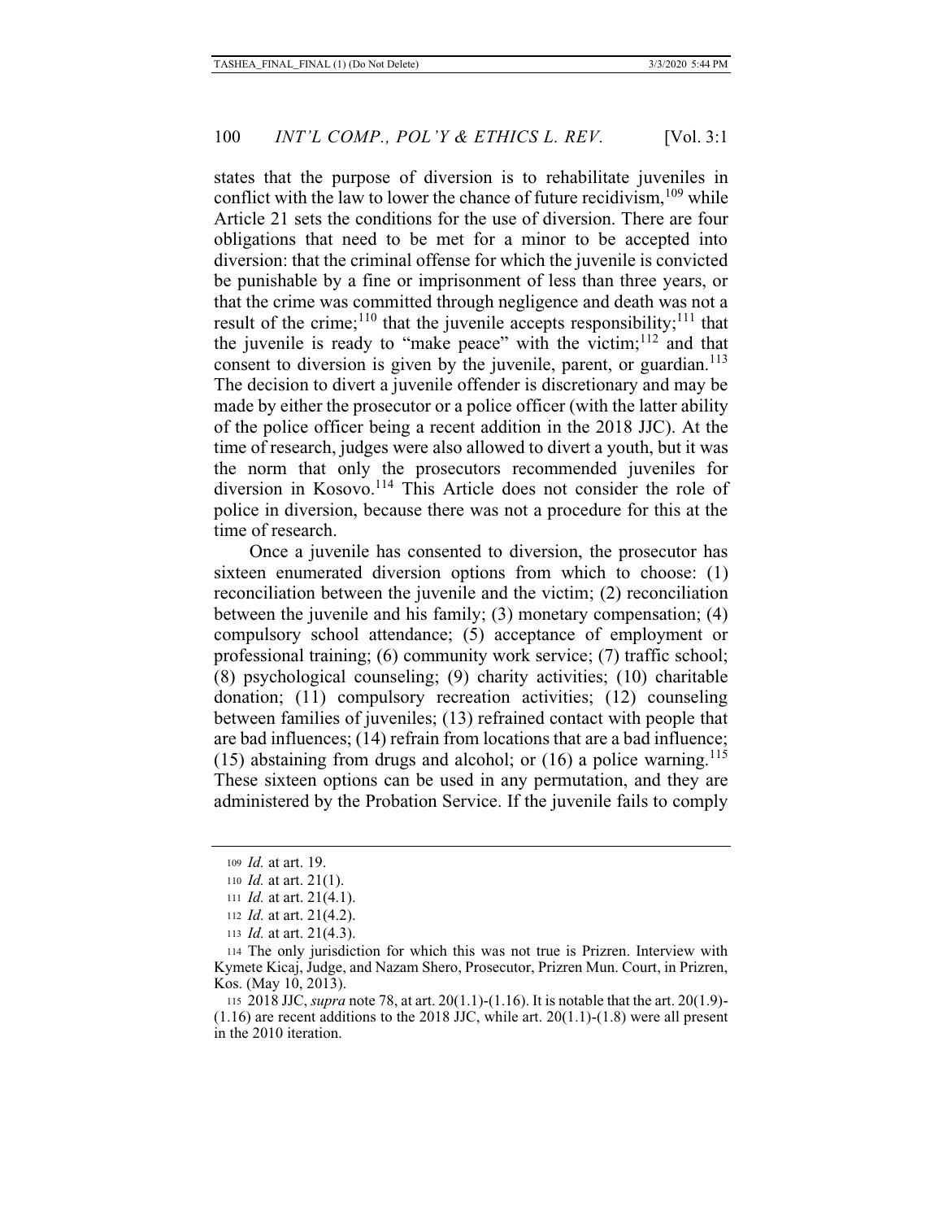states that the purpose of diversion is to rehabilitate juveniles in conflict with the law to lower the chance of future recidivism,[109] while Article 21 sets the conditions for the use of diversion. There are four obligations that need to be met for a minor to be accepted into diversion: that the criminal offense for which the juvenile is convicted be punishable by a fine or imprisonment of less than three years, or that the crime was committed through negligence and death was not a result of the crime;[110] that the juvenile accepts responsibility;[111] that the juvenile is ready to "make peace" with the victim;[112] and that consent to diversion is given by the juvenile, parent, or guardian.[113] The decision to divert a juvenile offender is discretionary and may be made by either the prosecutor or a police officer (with the latter ability of the police officer being a recent addition in the 2018 JJC). At the time of research, judges were also allowed to divert a youth, but it was the norm that only the prosecutors recommended juveniles for diversion in Kosovo.[114] This Article does not consider the role of police in diversion, because there was not a procedure for this at the time of research.

Once a juvenile has consented to diversion, the prosecutor has sixteen enumerated diversion options from which to choose: (1) reconciliation between the juvenile and the victim; (2) reconciliation between the juvenile and his family; (3) monetary compensation; (4) compulsory school attendance; (5) acceptance of employment or professional training; (6) community work service; (7) traffic school; (8) psychological counseling; (9) charity activities; (10) charitable donation; (11) compulsory recreation activities; (12) counseling between families of juveniles; (13) refrained contact with people that are bad influences; (14) refrain from locations that are a bad influence; (15) abstaining from drugs and alcohol; or (16) a police warning.[115] These sixteen options can be used in any permutation, and they are administered by the Probation Service. If the juvenile fails to comply

---

109 *Id.* at art. 19.

110 *Id.* at art. 21(1).

111 *Id.* at art. 21(4.1).

112 *Id.* at art. 21(4.2).

113 *Id.* at art. 21(4.3).

114 The only jurisdiction for which this was not true is Prizren. Interview with Kymete Kicaj, Judge, and Nazam Shero, Prosecutor, Prizren Mun. Court, in Prizren, Kos. (May 10, 2013).

115 2018 JJC, *supra* note 78, at art. 20(1.1)-(1.16). It is notable that the art. 20(1.9)-(1.16) are recent additions to the 2018 JJC, while art. 20(1.1)-(1.8) were all present in the 2010 iteration.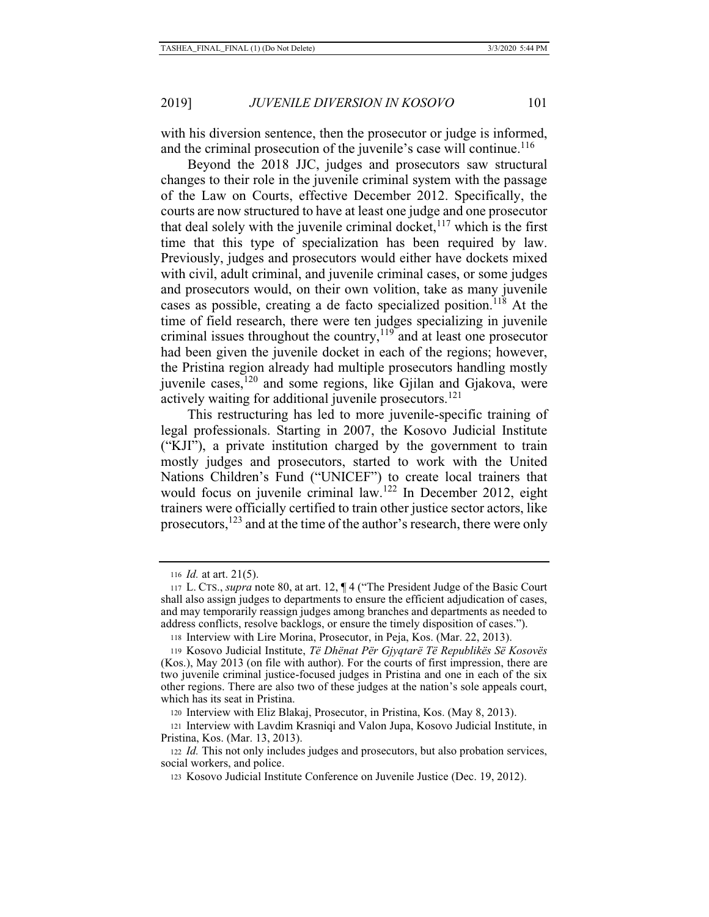with his diversion sentence, then the prosecutor or judge is informed, and the criminal prosecution of the juvenile's case will continue.[116]

Beyond the 2018 JJC, judges and prosecutors saw structural changes to their role in the juvenile criminal system with the passage of the Law on Courts, effective December 2012. Specifically, the courts are now structured to have at least one judge and one prosecutor that deal solely with the juvenile criminal docket,[117] which is the first time that this type of specialization has been required by law. Previously, judges and prosecutors would either have dockets mixed with civil, adult criminal, and juvenile criminal cases, or some judges and prosecutors would, on their own volition, take as many juvenile cases as possible, creating a de facto specialized position.[118] At the time of field research, there were ten judges specializing in juvenile criminal issues throughout the country,[119] and at least one prosecutor had been given the juvenile docket in each of the regions; however, the Pristina region already had multiple prosecutors handling mostly juvenile cases,[120] and some regions, like Gjilan and Gjakova, were actively waiting for additional juvenile prosecutors.[121]

This restructuring has led to more juvenile-specific training of legal professionals. Starting in 2007, the Kosovo Judicial Institute ("KJI"), a private institution charged by the government to train mostly judges and prosecutors, started to work with the United Nations Children's Fund ("UNICEF") to create local trainers that would focus on juvenile criminal law.[122] In December 2012, eight trainers were officially certified to train other justice sector actors, like prosecutors,[123] and at the time of the author's research, there were only

---

116 *Id.* at art. 21(5).

117 L. CTS., *supra* note 80, at art. 12, ¶ 4 ("The President Judge of the Basic Court shall also assign judges to departments to ensure the efficient adjudication of cases, and may temporarily reassign judges among branches and departments as needed to address conflicts, resolve backlogs, or ensure the timely disposition of cases.").

118 Interview with Lire Morina, Prosecutor, in Peja, Kos. (Mar. 22, 2013).

119 Kosovo Judicial Institute, *Të Dhënat Për Gjyqtarë Të Republikës Së Kosovës* (Kos.), May 2013 (on file with author). For the courts of first impression, there are two juvenile criminal justice-focused judges in Pristina and one in each of the six other regions. There are also two of these judges at the nation's sole appeals court, which has its seat in Pristina.

120 Interview with Eliz Blakaj, Prosecutor, in Pristina, Kos. (May 8, 2013).

121 Interview with Lavdim Krasniqi and Valon Jupa, Kosovo Judicial Institute, in Pristina, Kos. (Mar. 13, 2013).

122 *Id.* This not only includes judges and prosecutors, but also probation services, social workers, and police.

123 Kosovo Judicial Institute Conference on Juvenile Justice (Dec. 19, 2012).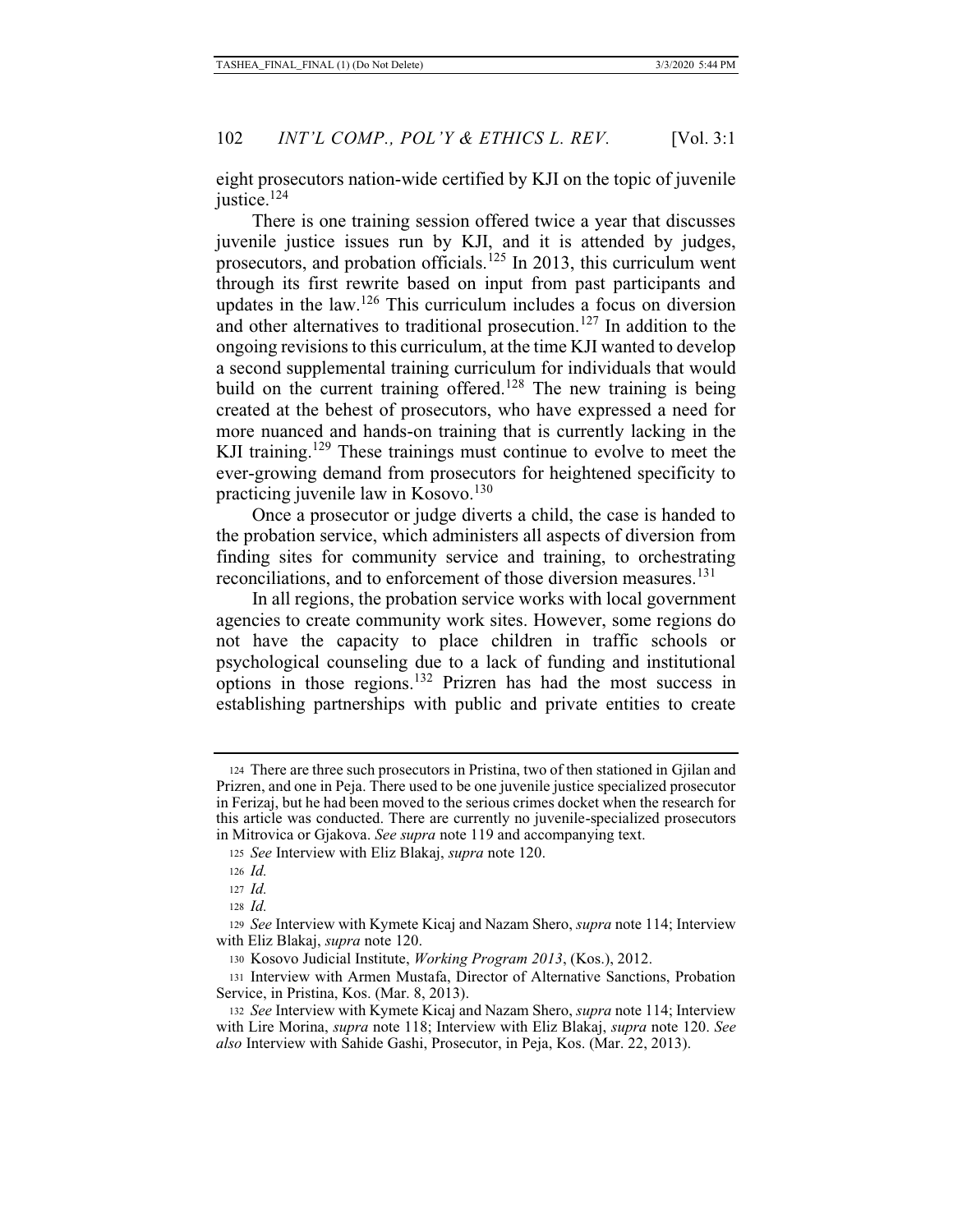eight prosecutors nation-wide certified by KJI on the topic of juvenile justice.[124]

There is one training session offered twice a year that discusses juvenile justice issues run by KJI, and it is attended by judges, prosecutors, and probation officials.[125] In 2013, this curriculum went through its first rewrite based on input from past participants and updates in the law.[126] This curriculum includes a focus on diversion and other alternatives to traditional prosecution.[127] In addition to the ongoing revisions to this curriculum, at the time KJI wanted to develop a second supplemental training curriculum for individuals that would build on the current training offered.[128] The new training is being created at the behest of prosecutors, who have expressed a need for more nuanced and hands-on training that is currently lacking in the KJI training.[129] These trainings must continue to evolve to meet the ever-growing demand from prosecutors for heightened specificity to practicing juvenile law in Kosovo.[130]

Once a prosecutor or judge diverts a child, the case is handed to the probation service, which administers all aspects of diversion from finding sites for community service and training, to orchestrating reconciliations, and to enforcement of those diversion measures.[131]

In all regions, the probation service works with local government agencies to create community work sites. However, some regions do not have the capacity to place children in traffic schools or psychological counseling due to a lack of funding and institutional options in those regions.[132] Prizren has had the most success in establishing partnerships with public and private entities to create

---

124 There are three such prosecutors in Pristina, two of then stationed in Gjilan and Prizren, and one in Peja. There used to be one juvenile justice specialized prosecutor in Ferizaj, but he had been moved to the serious crimes docket when the research for this article was conducted. There are currently no juvenile-specialized prosecutors in Mitrovica or Gjakova. *See supra* note 119 and accompanying text.

125 *See* Interview with Eliz Blakaj, *supra* note 120.

126 *Id.*

127 *Id.*

128 *Id.*

129 *See* Interview with Kymete Kicaj and Nazam Shero, *supra* note 114; Interview with Eliz Blakaj, *supra* note 120.

130 Kosovo Judicial Institute, *Working Program 2013*, (Kos.), 2012.

131 Interview with Armen Mustafa, Director of Alternative Sanctions, Probation Service, in Pristina, Kos. (Mar. 8, 2013).

132 *See* Interview with Kymete Kicaj and Nazam Shero, *supra* note 114; Interview with Lire Morina, *supra* note 118; Interview with Eliz Blakaj, *supra* note 120. *See also* Interview with Sahide Gashi, Prosecutor, in Peja, Kos. (Mar. 22, 2013).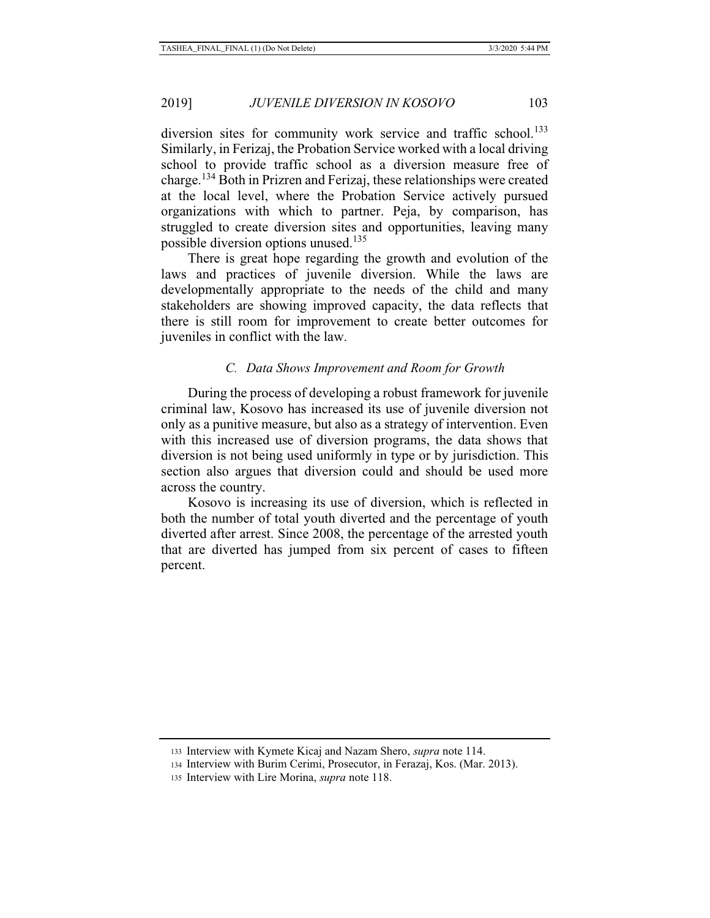diversion sites for community work service and traffic school.[133] Similarly, in Ferizaj, the Probation Service worked with a local driving school to provide traffic school as a diversion measure free of charge.[134] Both in Prizren and Ferizaj, these relationships were created at the local level, where the Probation Service actively pursued organizations with which to partner. Peja, by comparison, has struggled to create diversion sites and opportunities, leaving many possible diversion options unused.[135]

There is great hope regarding the growth and evolution of the laws and practices of juvenile diversion. While the laws are developmentally appropriate to the needs of the child and many stakeholders are showing improved capacity, the data reflects that there is still room for improvement to create better outcomes for juveniles in conflict with the law.

### *C. Data Shows Improvement and Room for Growth*

During the process of developing a robust framework for juvenile criminal law, Kosovo has increased its use of juvenile diversion not only as a punitive measure, but also as a strategy of intervention. Even with this increased use of diversion programs, the data shows that diversion is not being used uniformly in type or by jurisdiction. This section also argues that diversion could and should be used more across the country.

Kosovo is increasing its use of diversion, which is reflected in both the number of total youth diverted and the percentage of youth diverted after arrest. Since 2008, the percentage of the arrested youth that are diverted has jumped from six percent of cases to fifteen percent.

---

133 Interview with Kymete Kicaj and Nazam Shero, *supra* note 114.

134 Interview with Burim Cerimi, Prosecutor, in Ferazaj, Kos. (Mar. 2013).

135 Interview with Lire Morina, *supra* note 118.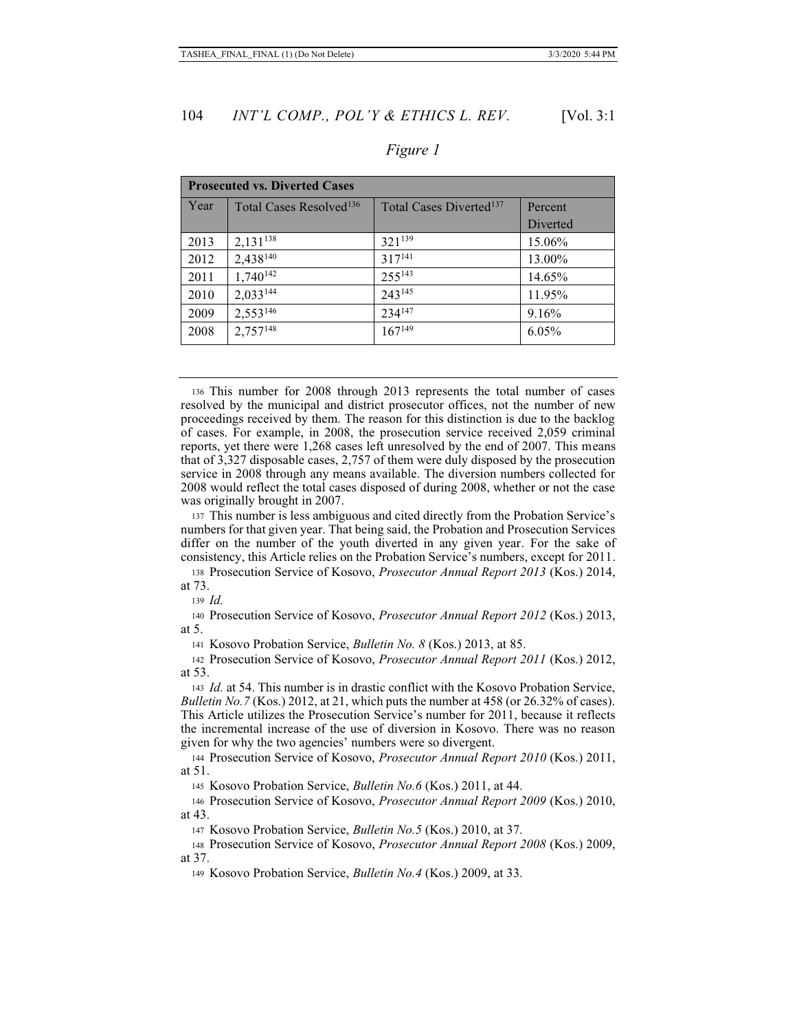*Figure 1*

| **Prosecuted vs. Diverted Cases** | | | |
|---|---|---|---|
| Year | Total Cases Resolved[136] | Total Cases Diverted[137] | Percent Diverted |
| 2013 | 2,131[138] | 321[139] | 15.06% |
| 2012 | 2,438[140] | 317[141] | 13.00% |
| 2011 | 1,740[142] | 255[143] | 14.65% |
| 2010 | 2,033[144] | 243[145] | 11.95% |
| 2009 | 2,553[146] | 234[147] | 9.16% |
| 2008 | 2,757[148] | 167[149] | 6.05% |

---

[136] This number for 2008 through 2013 represents the total number of cases resolved by the municipal and district prosecutor offices, not the number of new proceedings received by them. The reason for this distinction is due to the backlog of cases. For example, in 2008, the prosecution service received 2,059 criminal reports, yet there were 1,268 cases left unresolved by the end of 2007. This means that of 3,327 disposable cases, 2,757 of them were duly disposed by the prosecution service in 2008 through any means available. The diversion numbers collected for 2008 would reflect the total cases disposed of during 2008, whether or not the case was originally brought in 2007.

[137] This number is less ambiguous and cited directly from the Probation Service's numbers for that given year. That being said, the Probation and Prosecution Services differ on the number of the youth diverted in any given year. For the sake of consistency, this Article relies on the Probation Service's numbers, except for 2011.

[138] Prosecution Service of Kosovo, *Prosecutor Annual Report 2013* (Kos.) 2014, at 73.

[139] *Id.*

[140] Prosecution Service of Kosovo, *Prosecutor Annual Report 2012* (Kos.) 2013, at 5.

[141] Kosovo Probation Service, *Bulletin No. 8* (Kos.) 2013, at 85.

[142] Prosecution Service of Kosovo, *Prosecutor Annual Report 2011* (Kos.) 2012, at 53.

[143] *Id.* at 54. This number is in drastic conflict with the Kosovo Probation Service, *Bulletin No.7* (Kos.) 2012, at 21, which puts the number at 458 (or 26.32% of cases). This Article utilizes the Prosecution Service's number for 2011, because it reflects the incremental increase of the use of diversion in Kosovo. There was no reason given for why the two agencies' numbers were so divergent.

[144] Prosecution Service of Kosovo, *Prosecutor Annual Report 2010* (Kos.) 2011, at 51.

[145] Kosovo Probation Service, *Bulletin No.6* (Kos.) 2011, at 44.

[146] Prosecution Service of Kosovo, *Prosecutor Annual Report 2009* (Kos.) 2010, at 43.

[147] Kosovo Probation Service, *Bulletin No.5* (Kos.) 2010, at 37.

[148] Prosecution Service of Kosovo, *Prosecutor Annual Report 2008* (Kos.) 2009, at 37.

[149] Kosovo Probation Service, *Bulletin No.4* (Kos.) 2009, at 33.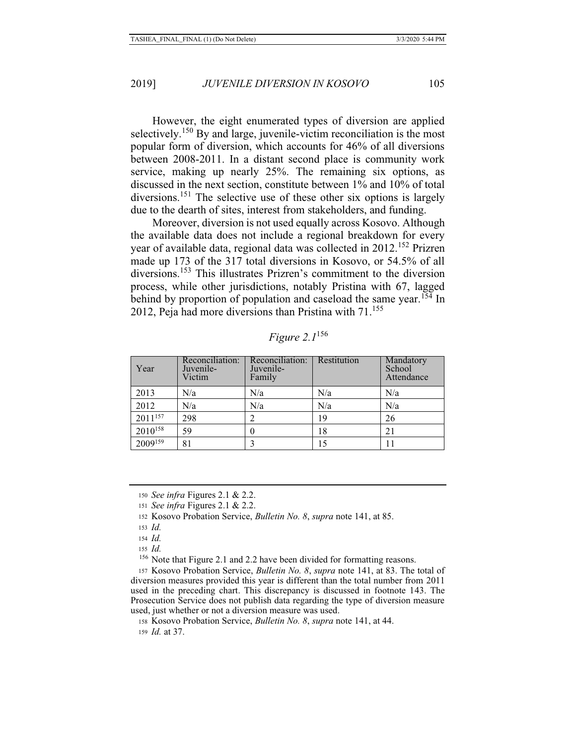However, the eight enumerated types of diversion are applied selectively.[150] By and large, juvenile-victim reconciliation is the most popular form of diversion, which accounts for 46% of all diversions between 2008-2011. In a distant second place is community work service, making up nearly 25%. The remaining six options, as discussed in the next section, constitute between 1% and 10% of total diversions.[151] The selective use of these other six options is largely due to the dearth of sites, interest from stakeholders, and funding.

Moreover, diversion is not used equally across Kosovo. Although the available data does not include a regional breakdown for every year of available data, regional data was collected in 2012.[152] Prizren made up 173 of the 317 total diversions in Kosovo, or 54.5% of all diversions.[153] This illustrates Prizren's commitment to the diversion process, while other jurisdictions, notably Pristina with 67, lagged behind by proportion of population and caseload the same year.[154] In 2012, Peja had more diversions than Pristina with 71.[155]

*Figure 2.1*[156]

| Year | Reconciliation: Juvenile-Victim | Reconciliation: Juvenile-Family | Restitution | Mandatory School Attendance |
|---|---|---|---|---|
| 2013 | N/a | N/a | N/a | N/a |
| 2012 | N/a | N/a | N/a | N/a |
| 2011[157] | 298 | 2 | 19 | 26 |
| 2010[158] | 59 | 0 | 18 | 21 |
| 2009[159] | 81 | 3 | 15 | 11 |

---

150 *See infra* Figures 2.1 & 2.2.

151 *See infra* Figures 2.1 & 2.2.

152 Kosovo Probation Service, *Bulletin No. 8*, *supra* note 141, at 85.

153 *Id.*

154 *Id.*

155 *Id.*

156 Note that Figure 2.1 and 2.2 have been divided for formatting reasons.

157 Kosovo Probation Service, *Bulletin No. 8*, *supra* note 141, at 83. The total of diversion measures provided this year is different than the total number from 2011 used in the preceding chart. This discrepancy is discussed in footnote 143. The Prosecution Service does not publish data regarding the type of diversion measure used, just whether or not a diversion measure was used.

158 Kosovo Probation Service, *Bulletin No. 8*, *supra* note 141, at 44.

159 *Id.* at 37.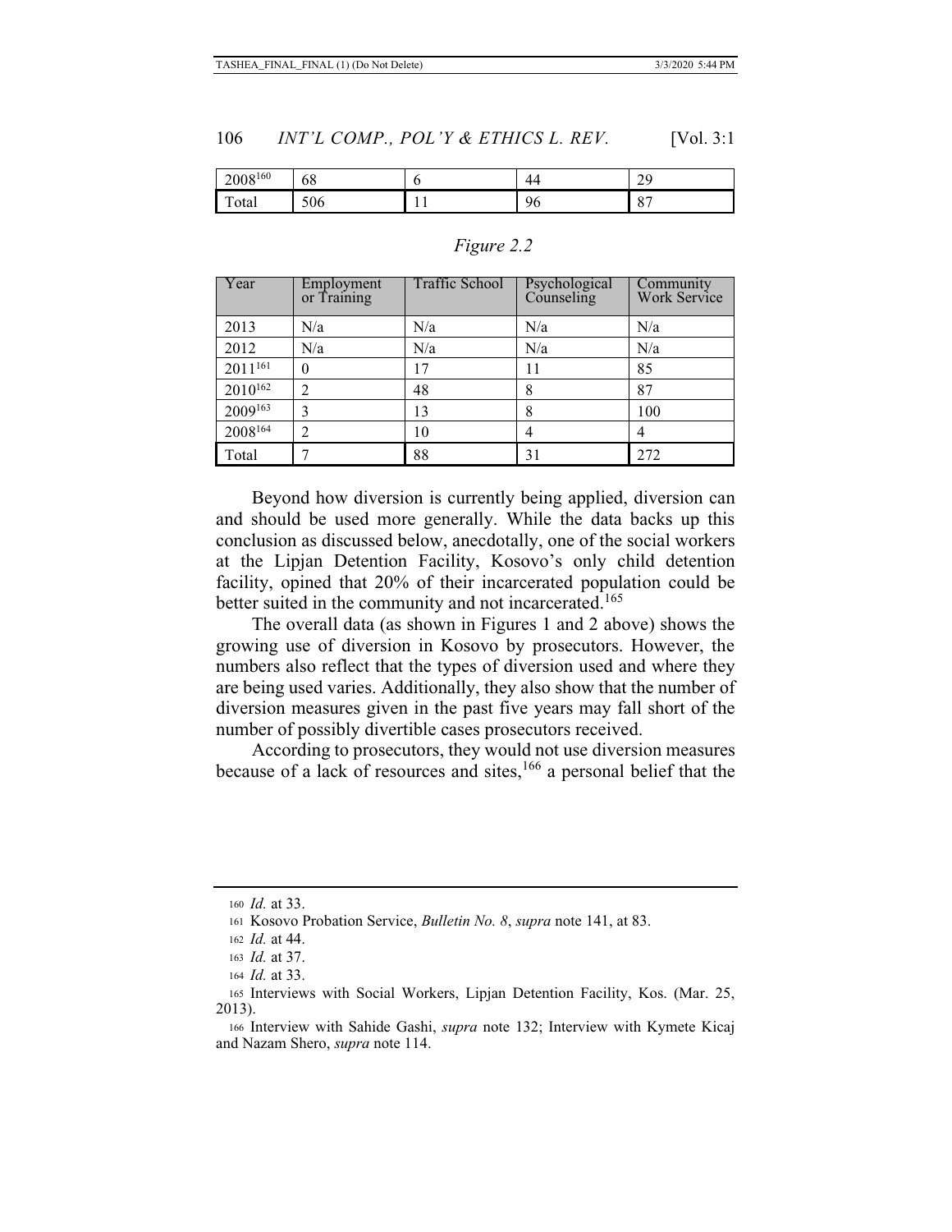| 2008[160] | 68 | 6 | 44 | 29 |
|---|---|---|---|---|
| Total | 506 | 11 | 96 | 87 |

*Figure 2.2*

| Year | Employment or Training | Traffic School | Psychological Counseling | Community Work Service |
|---|---|---|---|---|
| 2013 | N/a | N/a | N/a | N/a |
| 2012 | N/a | N/a | N/a | N/a |
| 2011[161] | 0 | 17 | 11 | 85 |
| 2010[162] | 2 | 48 | 8 | 87 |
| 2009[163] | 3 | 13 | 8 | 100 |
| 2008[164] | 2 | 10 | 4 | 4 |
| Total | 7 | 88 | 31 | 272 |

Beyond how diversion is currently being applied, diversion can and should be used more generally. While the data backs up this conclusion as discussed below, anecdotally, one of the social workers at the Lipjan Detention Facility, Kosovo's only child detention facility, opined that 20% of their incarcerated population could be better suited in the community and not incarcerated.[165]

The overall data (as shown in Figures 1 and 2 above) shows the growing use of diversion in Kosovo by prosecutors. However, the numbers also reflect that the types of diversion used and where they are being used varies. Additionally, they also show that the number of diversion measures given in the past five years may fall short of the number of possibly divertible cases prosecutors received.

According to prosecutors, they would not use diversion measures because of a lack of resources and sites,[166] a personal belief that the

---

160 *Id.* at 33.

161 Kosovo Probation Service, *Bulletin No. 8*, *supra* note 141, at 83.

162 *Id.* at 44.

163 *Id.* at 37.

164 *Id.* at 33.

165 Interviews with Social Workers, Lipjan Detention Facility, Kos. (Mar. 25, 2013).

166 Interview with Sahide Gashi, *supra* note 132; Interview with Kymete Kicaj and Nazam Shero, *supra* note 114.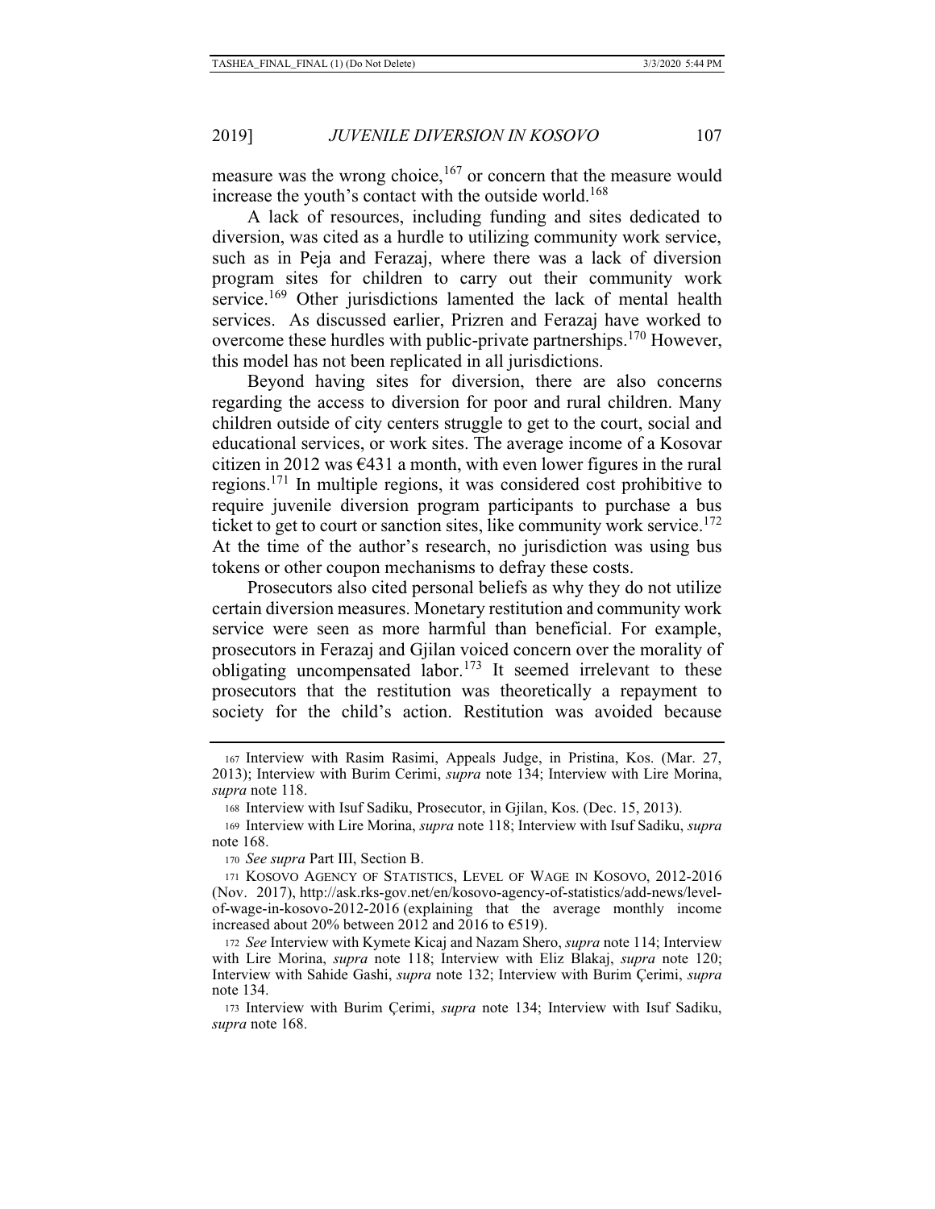measure was the wrong choice,[167] or concern that the measure would increase the youth's contact with the outside world.[168]

A lack of resources, including funding and sites dedicated to diversion, was cited as a hurdle to utilizing community work service, such as in Peja and Ferazaj, where there was a lack of diversion program sites for children to carry out their community work service.[169] Other jurisdictions lamented the lack of mental health services. As discussed earlier, Prizren and Ferazaj have worked to overcome these hurdles with public-private partnerships.[170] However, this model has not been replicated in all jurisdictions.

Beyond having sites for diversion, there are also concerns regarding the access to diversion for poor and rural children. Many children outside of city centers struggle to get to the court, social and educational services, or work sites. The average income of a Kosovar citizen in 2012 was €431 a month, with even lower figures in the rural regions.[171] In multiple regions, it was considered cost prohibitive to require juvenile diversion program participants to purchase a bus ticket to get to court or sanction sites, like community work service.[172] At the time of the author's research, no jurisdiction was using bus tokens or other coupon mechanisms to defray these costs.

Prosecutors also cited personal beliefs as why they do not utilize certain diversion measures. Monetary restitution and community work service were seen as more harmful than beneficial. For example, prosecutors in Ferazaj and Gjilan voiced concern over the morality of obligating uncompensated labor.[173] It seemed irrelevant to these prosecutors that the restitution was theoretically a repayment to society for the child's action. Restitution was avoided because

---

167 Interview with Rasim Rasimi, Appeals Judge, in Pristina, Kos. (Mar. 27, 2013); Interview with Burim Cerimi, *supra* note 134; Interview with Lire Morina, *supra* note 118.

168 Interview with Isuf Sadiku, Prosecutor, in Gjilan, Kos. (Dec. 15, 2013).

169 Interview with Lire Morina, *supra* note 118; Interview with Isuf Sadiku, *supra* note 168.

170 *See supra* Part III, Section B.

171 KOSOVO AGENCY OF STATISTICS, LEVEL OF WAGE IN KOSOVO, 2012-2016 (Nov. 2017), http://ask.rks-gov.net/en/kosovo-agency-of-statistics/add-news/level-of-wage-in-kosovo-2012-2016 (explaining that the average monthly income increased about 20% between 2012 and 2016 to €519).

172 *See* Interview with Kymete Kicaj and Nazam Shero, *supra* note 114; Interview with Lire Morina, *supra* note 118; Interview with Eliz Blakaj, *supra* note 120; Interview with Sahide Gashi, *supra* note 132; Interview with Burim Çerimi, *supra* note 134.

173 Interview with Burim Çerimi, *supra* note 134; Interview with Isuf Sadiku, *supra* note 168.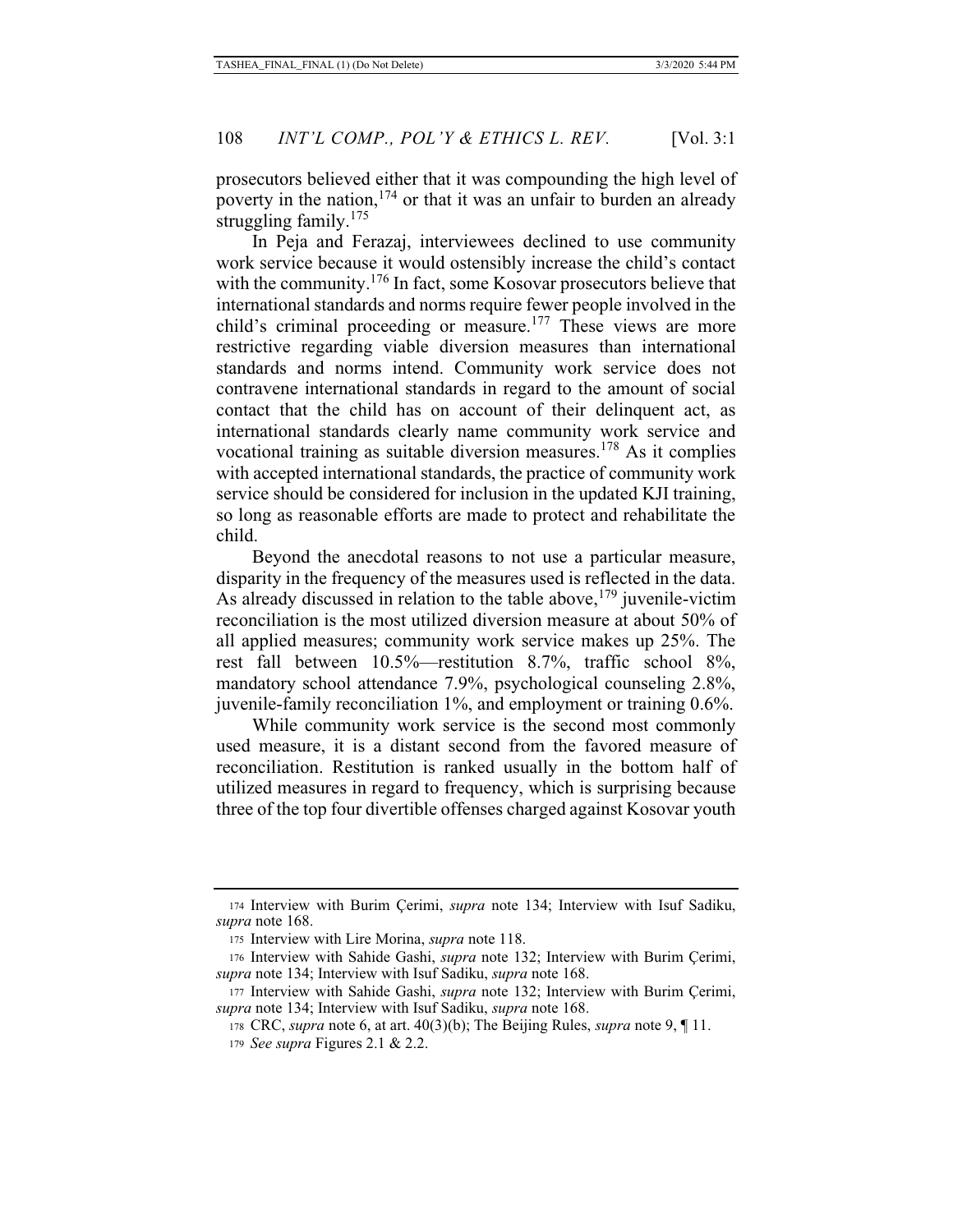prosecutors believed either that it was compounding the high level of poverty in the nation,[174] or that it was an unfair to burden an already struggling family.[175]

In Peja and Ferazaj, interviewees declined to use community work service because it would ostensibly increase the child's contact with the community.[176] In fact, some Kosovar prosecutors believe that international standards and norms require fewer people involved in the child's criminal proceeding or measure.[177] These views are more restrictive regarding viable diversion measures than international standards and norms intend. Community work service does not contravene international standards in regard to the amount of social contact that the child has on account of their delinquent act, as international standards clearly name community work service and vocational training as suitable diversion measures.[178] As it complies with accepted international standards, the practice of community work service should be considered for inclusion in the updated KJI training, so long as reasonable efforts are made to protect and rehabilitate the child.

Beyond the anecdotal reasons to not use a particular measure, disparity in the frequency of the measures used is reflected in the data. As already discussed in relation to the table above,[179] juvenile-victim reconciliation is the most utilized diversion measure at about 50% of all applied measures; community work service makes up 25%. The rest fall between 10.5%—restitution 8.7%, traffic school 8%, mandatory school attendance 7.9%, psychological counseling 2.8%, juvenile-family reconciliation 1%, and employment or training 0.6%.

While community work service is the second most commonly used measure, it is a distant second from the favored measure of reconciliation. Restitution is ranked usually in the bottom half of utilized measures in regard to frequency, which is surprising because three of the top four divertible offenses charged against Kosovar youth

---

174 Interview with Burim Çerimi, *supra* note 134; Interview with Isuf Sadiku, *supra* note 168.

175 Interview with Lire Morina, *supra* note 118.

176 Interview with Sahide Gashi, *supra* note 132; Interview with Burim Çerimi, *supra* note 134; Interview with Isuf Sadiku, *supra* note 168.

177 Interview with Sahide Gashi, *supra* note 132; Interview with Burim Çerimi, *supra* note 134; Interview with Isuf Sadiku, *supra* note 168.

178 CRC, *supra* note 6, at art. 40(3)(b); The Beijing Rules, *supra* note 9, ¶ 11.

179 *See supra* Figures 2.1 & 2.2.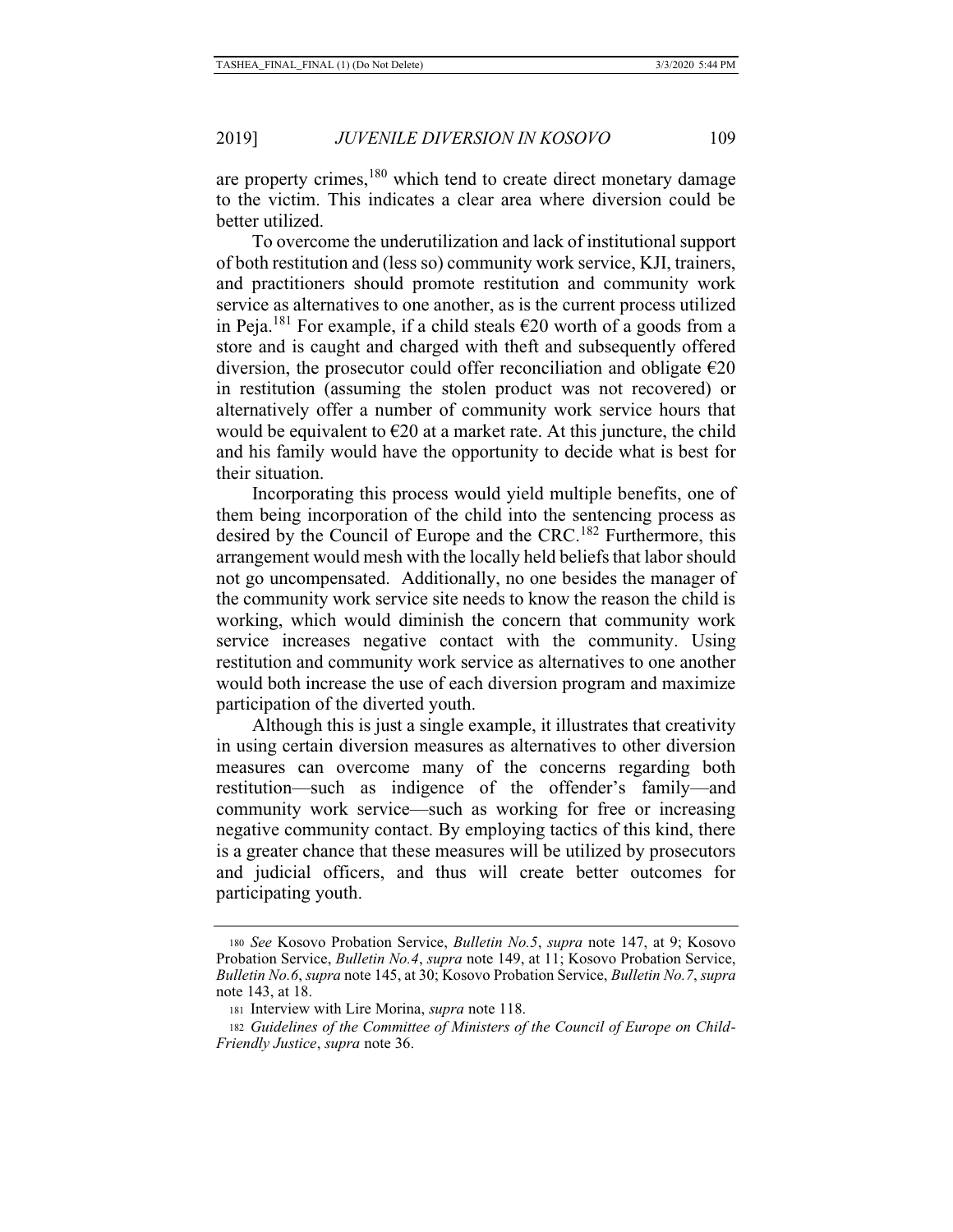are property crimes,[180] which tend to create direct monetary damage to the victim. This indicates a clear area where diversion could be better utilized.

To overcome the underutilization and lack of institutional support of both restitution and (less so) community work service, KJI, trainers, and practitioners should promote restitution and community work service as alternatives to one another, as is the current process utilized in Peja.[181] For example, if a child steals €20 worth of a goods from a store and is caught and charged with theft and subsequently offered diversion, the prosecutor could offer reconciliation and obligate €20 in restitution (assuming the stolen product was not recovered) or alternatively offer a number of community work service hours that would be equivalent to €20 at a market rate. At this juncture, the child and his family would have the opportunity to decide what is best for their situation.

Incorporating this process would yield multiple benefits, one of them being incorporation of the child into the sentencing process as desired by the Council of Europe and the CRC.[182] Furthermore, this arrangement would mesh with the locally held beliefs that labor should not go uncompensated. Additionally, no one besides the manager of the community work service site needs to know the reason the child is working, which would diminish the concern that community work service increases negative contact with the community. Using restitution and community work service as alternatives to one another would both increase the use of each diversion program and maximize participation of the diverted youth.

Although this is just a single example, it illustrates that creativity in using certain diversion measures as alternatives to other diversion measures can overcome many of the concerns regarding both restitution—such as indigence of the offender's family—and community work service—such as working for free or increasing negative community contact. By employing tactics of this kind, there is a greater chance that these measures will be utilized by prosecutors and judicial officers, and thus will create better outcomes for participating youth.

---

180 *See* Kosovo Probation Service, *Bulletin No.5*, *supra* note 147, at 9; Kosovo Probation Service, *Bulletin No.4*, *supra* note 149, at 11; Kosovo Probation Service, *Bulletin No.6*, *supra* note 145, at 30; Kosovo Probation Service, *Bulletin No.7*, *supra* note 143, at 18.

181 Interview with Lire Morina, *supra* note 118.

182 *Guidelines of the Committee of Ministers of the Council of Europe on Child-Friendly Justice*, *supra* note 36.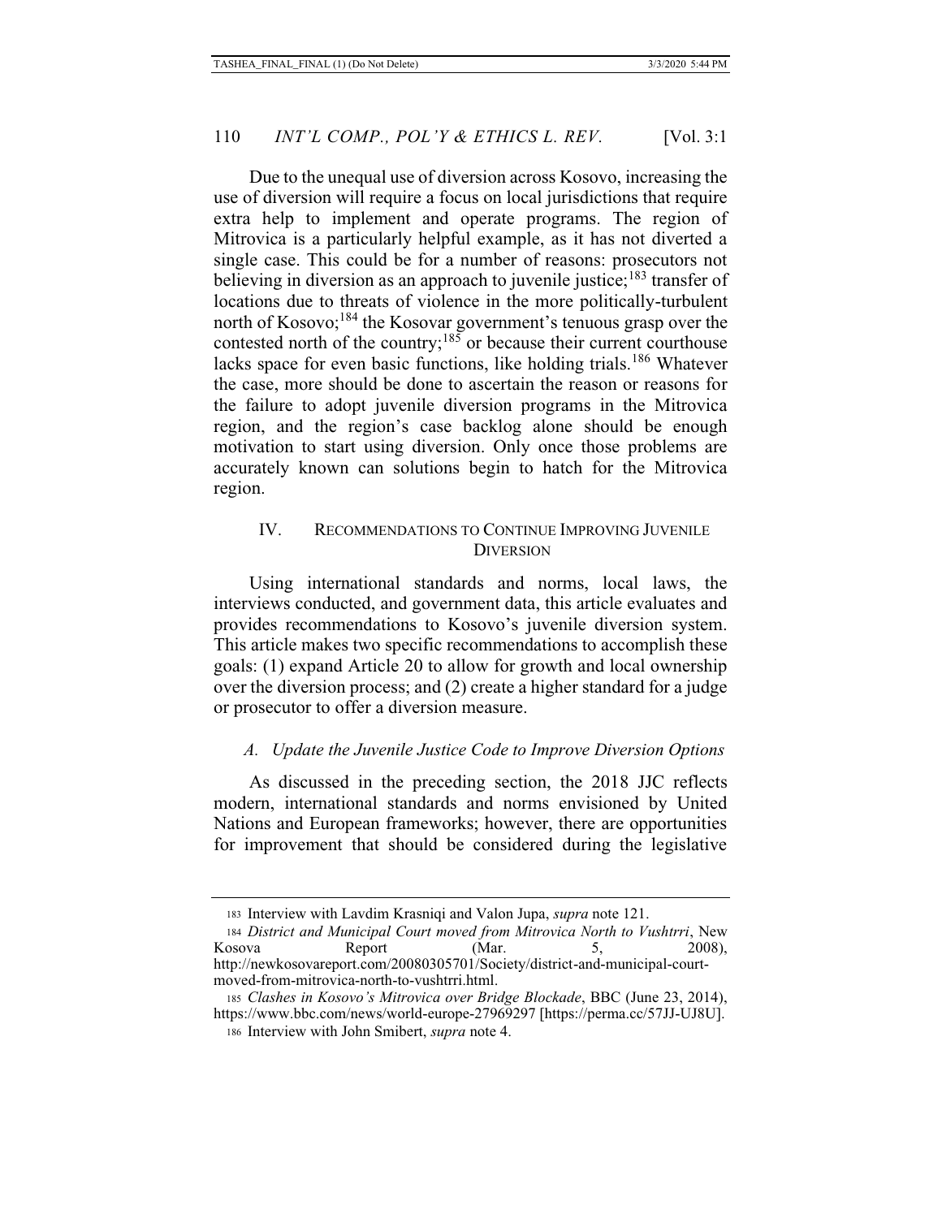Due to the unequal use of diversion across Kosovo, increasing the use of diversion will require a focus on local jurisdictions that require extra help to implement and operate programs. The region of Mitrovica is a particularly helpful example, as it has not diverted a single case. This could be for a number of reasons: prosecutors not believing in diversion as an approach to juvenile justice;[183] transfer of locations due to threats of violence in the more politically-turbulent north of Kosovo;[184] the Kosovar government's tenuous grasp over the contested north of the country;[185] or because their current courthouse lacks space for even basic functions, like holding trials.[186] Whatever the case, more should be done to ascertain the reason or reasons for the failure to adopt juvenile diversion programs in the Mitrovica region, and the region's case backlog alone should be enough motivation to start using diversion. Only once those problems are accurately known can solutions begin to hatch for the Mitrovica region.

## IV. Recommendations to Continue Improving Juvenile Diversion

Using international standards and norms, local laws, the interviews conducted, and government data, this article evaluates and provides recommendations to Kosovo's juvenile diversion system. This article makes two specific recommendations to accomplish these goals: (1) expand Article 20 to allow for growth and local ownership over the diversion process; and (2) create a higher standard for a judge or prosecutor to offer a diversion measure.

### *A. Update the Juvenile Justice Code to Improve Diversion Options*

As discussed in the preceding section, the 2018 JJC reflects modern, international standards and norms envisioned by United Nations and European frameworks; however, there are opportunities for improvement that should be considered during the legislative

---

183 Interview with Lavdim Krasniqi and Valon Jupa, *supra* note 121.

184 *District and Municipal Court moved from Mitrovica North to Vushtrri*, New Kosova Report (Mar. 5, 2008), http://newkosovareport.com/20080305701/Society/district-and-municipal-court-moved-from-mitrovica-north-to-vushtrri.html.

185 *Clashes in Kosovo's Mitrovica over Bridge Blockade*, BBC (June 23, 2014), https://www.bbc.com/news/world-europe-27969297 [https://perma.cc/57JJ-UJ8U].

186 Interview with John Smibert, *supra* note 4.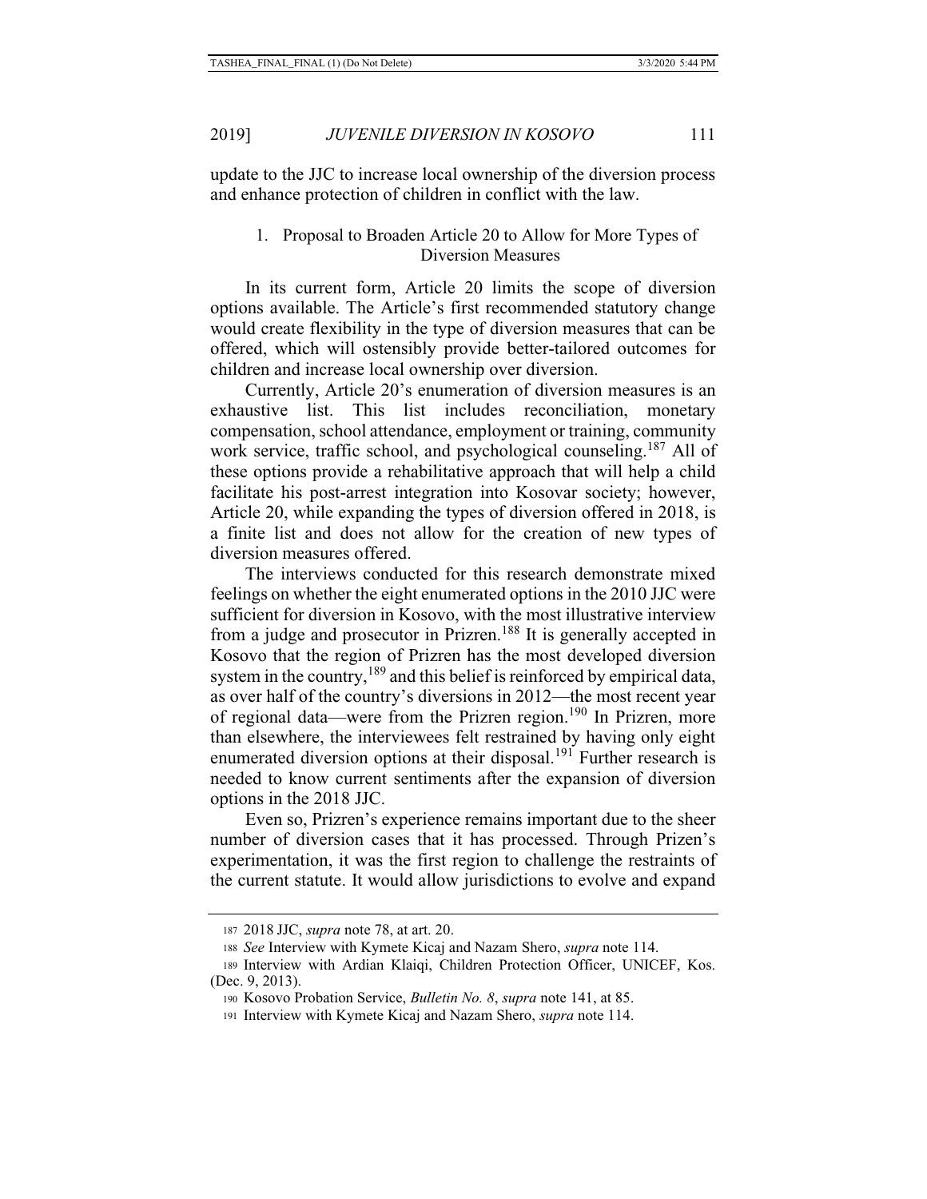update to the JJC to increase local ownership of the diversion process and enhance protection of children in conflict with the law.

### 1. Proposal to Broaden Article 20 to Allow for More Types of Diversion Measures

In its current form, Article 20 limits the scope of diversion options available. The Article's first recommended statutory change would create flexibility in the type of diversion measures that can be offered, which will ostensibly provide better-tailored outcomes for children and increase local ownership over diversion.

Currently, Article 20's enumeration of diversion measures is an exhaustive list. This list includes reconciliation, monetary compensation, school attendance, employment or training, community work service, traffic school, and psychological counseling.[187] All of these options provide a rehabilitative approach that will help a child facilitate his post-arrest integration into Kosovar society; however, Article 20, while expanding the types of diversion offered in 2018, is a finite list and does not allow for the creation of new types of diversion measures offered.

The interviews conducted for this research demonstrate mixed feelings on whether the eight enumerated options in the 2010 JJC were sufficient for diversion in Kosovo, with the most illustrative interview from a judge and prosecutor in Prizren.[188] It is generally accepted in Kosovo that the region of Prizren has the most developed diversion system in the country,[189] and this belief is reinforced by empirical data, as over half of the country's diversions in 2012—the most recent year of regional data—were from the Prizren region.[190] In Prizren, more than elsewhere, the interviewees felt restrained by having only eight enumerated diversion options at their disposal.[191] Further research is needed to know current sentiments after the expansion of diversion options in the 2018 JJC.

Even so, Prizren's experience remains important due to the sheer number of diversion cases that it has processed. Through Prizen's experimentation, it was the first region to challenge the restraints of the current statute. It would allow jurisdictions to evolve and expand

---

187 2018 JJC, *supra* note 78, at art. 20.

188 *See* Interview with Kymete Kicaj and Nazam Shero, *supra* note 114.

189 Interview with Ardian Klaiqi, Children Protection Officer, UNICEF, Kos. (Dec. 9, 2013).

190 Kosovo Probation Service, *Bulletin No. 8*, *supra* note 141, at 85.

191 Interview with Kymete Kicaj and Nazam Shero, *supra* note 114.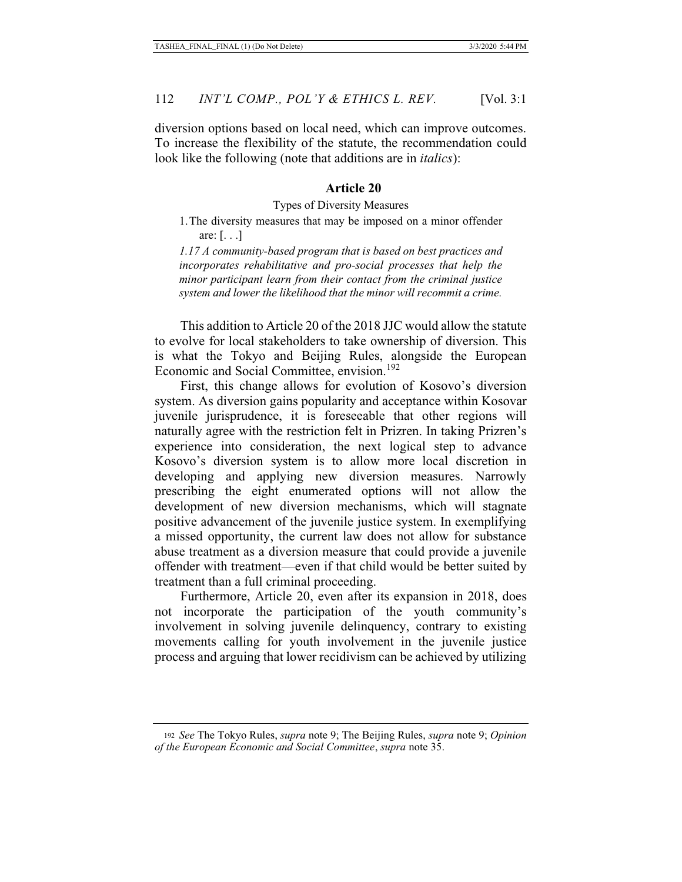diversion options based on local need, which can improve outcomes. To increase the flexibility of the statute, the recommendation could look like the following (note that additions are in *italics*):

**Article 20**

Types of Diversity Measures

1. The diversity measures that may be imposed on a minor offender are: [. . .]

*1.17 A community-based program that is based on best practices and incorporates rehabilitative and pro-social processes that help the minor participant learn from their contact from the criminal justice system and lower the likelihood that the minor will recommit a crime.*

This addition to Article 20 of the 2018 JJC would allow the statute to evolve for local stakeholders to take ownership of diversion. This is what the Tokyo and Beijing Rules, alongside the European Economic and Social Committee, envision.[192]

First, this change allows for evolution of Kosovo's diversion system. As diversion gains popularity and acceptance within Kosovar juvenile jurisprudence, it is foreseeable that other regions will naturally agree with the restriction felt in Prizren. In taking Prizren's experience into consideration, the next logical step to advance Kosovo's diversion system is to allow more local discretion in developing and applying new diversion measures. Narrowly prescribing the eight enumerated options will not allow the development of new diversion mechanisms, which will stagnate positive advancement of the juvenile justice system. In exemplifying a missed opportunity, the current law does not allow for substance abuse treatment as a diversion measure that could provide a juvenile offender with treatment—even if that child would be better suited by treatment than a full criminal proceeding.

Furthermore, Article 20, even after its expansion in 2018, does not incorporate the participation of the youth community's involvement in solving juvenile delinquency, contrary to existing movements calling for youth involvement in the juvenile justice process and arguing that lower recidivism can be achieved by utilizing

---

[192] *See* The Tokyo Rules, *supra* note 9; The Beijing Rules, *supra* note 9; *Opinion of the European Economic and Social Committee*, *supra* note 35.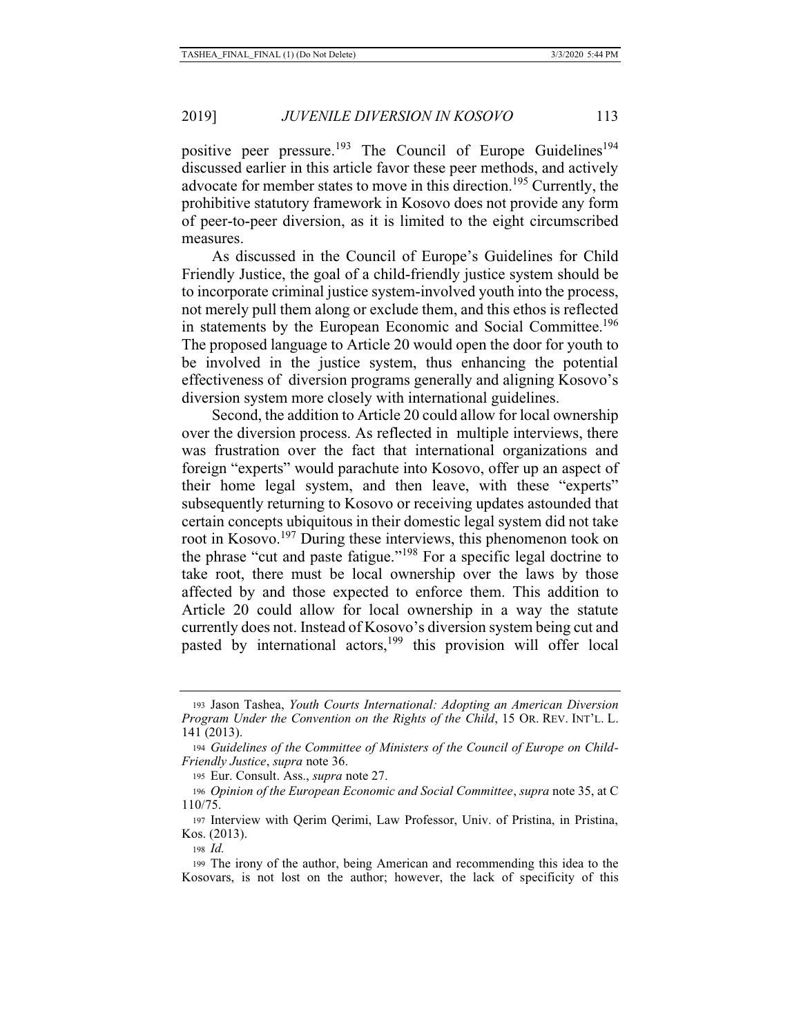positive peer pressure.[193] The Council of Europe Guidelines[194] discussed earlier in this article favor these peer methods, and actively advocate for member states to move in this direction.[195] Currently, the prohibitive statutory framework in Kosovo does not provide any form of peer-to-peer diversion, as it is limited to the eight circumscribed measures.

As discussed in the Council of Europe's Guidelines for Child Friendly Justice, the goal of a child-friendly justice system should be to incorporate criminal justice system-involved youth into the process, not merely pull them along or exclude them, and this ethos is reflected in statements by the European Economic and Social Committee.[196] The proposed language to Article 20 would open the door for youth to be involved in the justice system, thus enhancing the potential effectiveness of diversion programs generally and aligning Kosovo's diversion system more closely with international guidelines.

Second, the addition to Article 20 could allow for local ownership over the diversion process. As reflected in multiple interviews, there was frustration over the fact that international organizations and foreign "experts" would parachute into Kosovo, offer up an aspect of their home legal system, and then leave, with these "experts" subsequently returning to Kosovo or receiving updates astounded that certain concepts ubiquitous in their domestic legal system did not take root in Kosovo.[197] During these interviews, this phenomenon took on the phrase "cut and paste fatigue."[198] For a specific legal doctrine to take root, there must be local ownership over the laws by those affected by and those expected to enforce them. This addition to Article 20 could allow for local ownership in a way the statute currently does not. Instead of Kosovo's diversion system being cut and pasted by international actors,[199] this provision will offer local

---

193 Jason Tashea, *Youth Courts International: Adopting an American Diversion Program Under the Convention on the Rights of the Child*, 15 OR. REV. INT'L. L. 141 (2013).

194 *Guidelines of the Committee of Ministers of the Council of Europe on Child-Friendly Justice*, *supra* note 36.

195 Eur. Consult. Ass., *supra* note 27.

196 *Opinion of the European Economic and Social Committee*, *supra* note 35, at C 110/75.

197 Interview with Qerim Qerimi, Law Professor, Univ. of Pristina, in Pristina, Kos. (2013).

198 *Id.*

199 The irony of the author, being American and recommending this idea to the Kosovars, is not lost on the author; however, the lack of specificity of this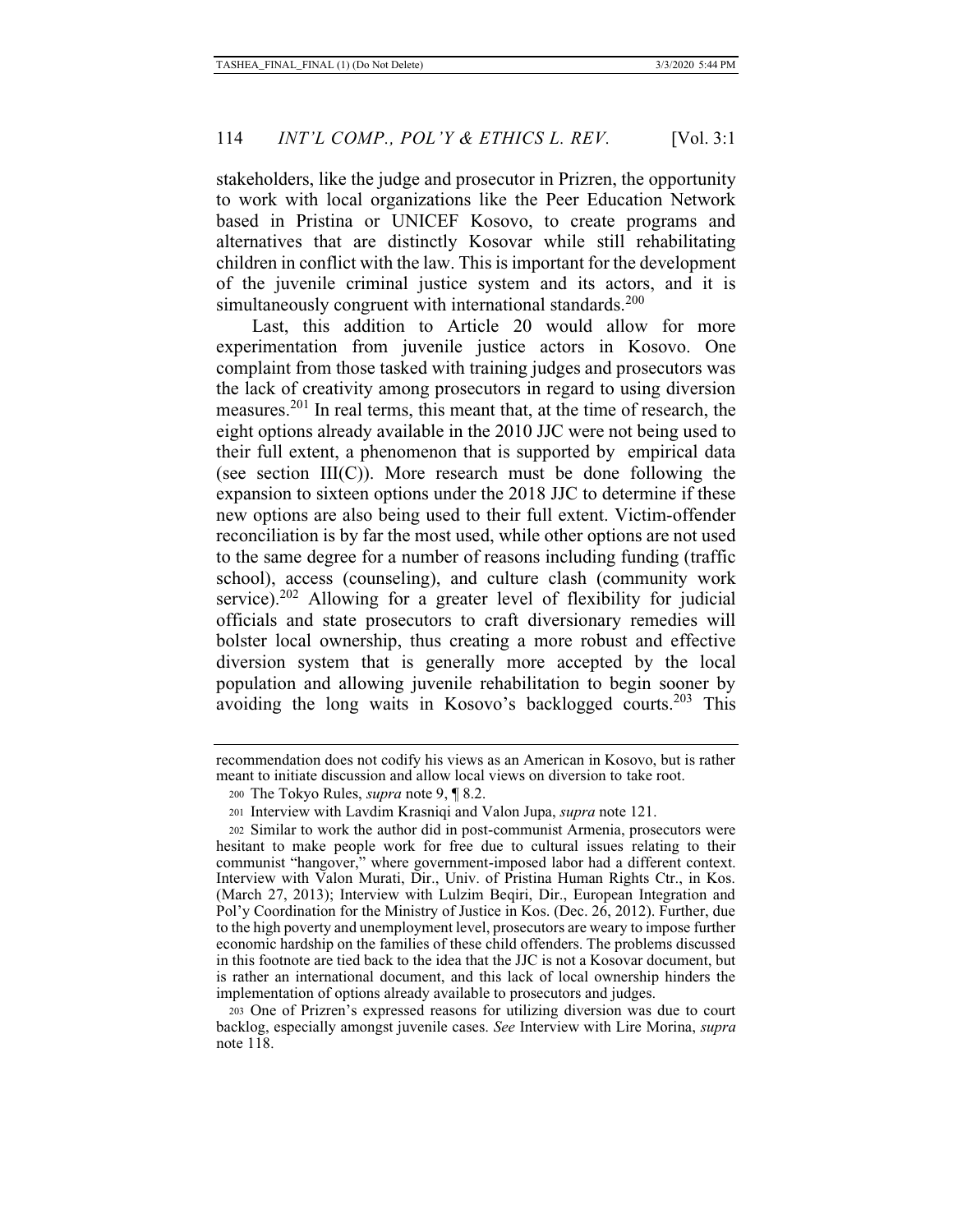stakeholders, like the judge and prosecutor in Prizren, the opportunity to work with local organizations like the Peer Education Network based in Pristina or UNICEF Kosovo, to create programs and alternatives that are distinctly Kosovar while still rehabilitating children in conflict with the law. This is important for the development of the juvenile criminal justice system and its actors, and it is simultaneously congruent with international standards.[200]

Last, this addition to Article 20 would allow for more experimentation from juvenile justice actors in Kosovo. One complaint from those tasked with training judges and prosecutors was the lack of creativity among prosecutors in regard to using diversion measures.[201] In real terms, this meant that, at the time of research, the eight options already available in the 2010 JJC were not being used to their full extent, a phenomenon that is supported by empirical data (see section III(C)). More research must be done following the expansion to sixteen options under the 2018 JJC to determine if these new options are also being used to their full extent. Victim-offender reconciliation is by far the most used, while other options are not used to the same degree for a number of reasons including funding (traffic school), access (counseling), and culture clash (community work service).[202] Allowing for a greater level of flexibility for judicial officials and state prosecutors to craft diversionary remedies will bolster local ownership, thus creating a more robust and effective diversion system that is generally more accepted by the local population and allowing juvenile rehabilitation to begin sooner by avoiding the long waits in Kosovo's backlogged courts.[203] This

---

recommendation does not codify his views as an American in Kosovo, but is rather meant to initiate discussion and allow local views on diversion to take root.

200 The Tokyo Rules, *supra* note 9, ¶ 8.2.

201 Interview with Lavdim Krasniqi and Valon Jupa, *supra* note 121.

202 Similar to work the author did in post-communist Armenia, prosecutors were hesitant to make people work for free due to cultural issues relating to their communist "hangover," where government-imposed labor had a different context. Interview with Valon Murati, Dir., Univ. of Pristina Human Rights Ctr., in Kos. (March 27, 2013); Interview with Lulzim Beqiri, Dir., European Integration and Pol'y Coordination for the Ministry of Justice in Kos. (Dec. 26, 2012). Further, due to the high poverty and unemployment level, prosecutors are weary to impose further economic hardship on the families of these child offenders. The problems discussed in this footnote are tied back to the idea that the JJC is not a Kosovar document, but is rather an international document, and this lack of local ownership hinders the implementation of options already available to prosecutors and judges.

203 One of Prizren's expressed reasons for utilizing diversion was due to court backlog, especially amongst juvenile cases. *See* Interview with Lire Morina, *supra* note 118.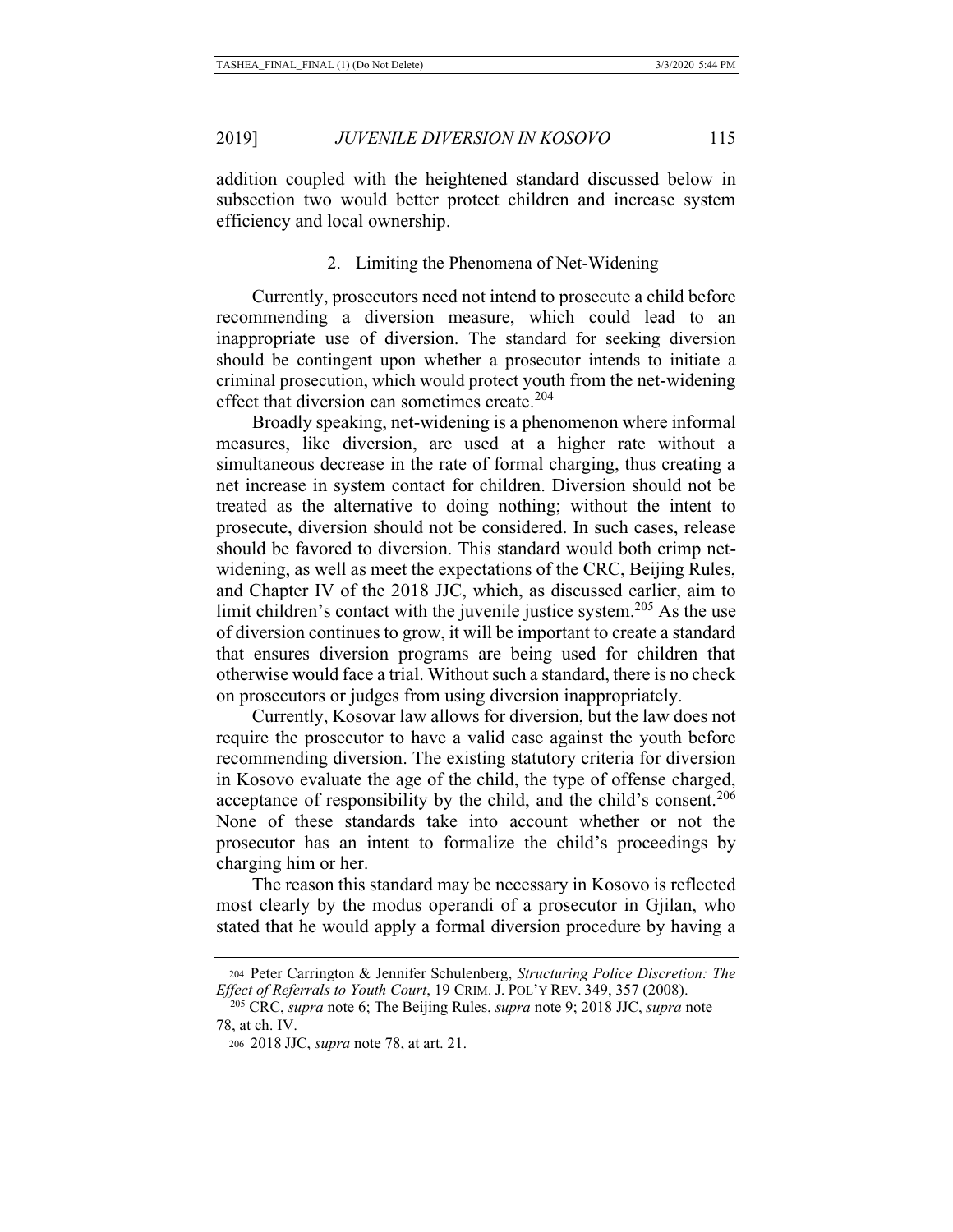addition coupled with the heightened standard discussed below in subsection two would better protect children and increase system efficiency and local ownership.

### 2. Limiting the Phenomena of Net-Widening

Currently, prosecutors need not intend to prosecute a child before recommending a diversion measure, which could lead to an inappropriate use of diversion. The standard for seeking diversion should be contingent upon whether a prosecutor intends to initiate a criminal prosecution, which would protect youth from the net-widening effect that diversion can sometimes create.[204]

Broadly speaking, net-widening is a phenomenon where informal measures, like diversion, are used at a higher rate without a simultaneous decrease in the rate of formal charging, thus creating a net increase in system contact for children. Diversion should not be treated as the alternative to doing nothing; without the intent to prosecute, diversion should not be considered. In such cases, release should be favored to diversion. This standard would both crimp net-widening, as well as meet the expectations of the CRC, Beijing Rules, and Chapter IV of the 2018 JJC, which, as discussed earlier, aim to limit children's contact with the juvenile justice system.[205] As the use of diversion continues to grow, it will be important to create a standard that ensures diversion programs are being used for children that otherwise would face a trial. Without such a standard, there is no check on prosecutors or judges from using diversion inappropriately.

Currently, Kosovar law allows for diversion, but the law does not require the prosecutor to have a valid case against the youth before recommending diversion. The existing statutory criteria for diversion in Kosovo evaluate the age of the child, the type of offense charged, acceptance of responsibility by the child, and the child's consent.[206] None of these standards take into account whether or not the prosecutor has an intent to formalize the child's proceedings by charging him or her.

The reason this standard may be necessary in Kosovo is reflected most clearly by the modus operandi of a prosecutor in Gjilan, who stated that he would apply a formal diversion procedure by having a

---

[204] Peter Carrington & Jennifer Schulenberg, *Structuring Police Discretion: The Effect of Referrals to Youth Court*, 19 CRIM. J. POL'Y REV. 349, 357 (2008).

[205] CRC, *supra* note 6; The Beijing Rules, *supra* note 9; 2018 JJC, *supra* note 78, at ch. IV.

[206] 2018 JJC, *supra* note 78, at art. 21.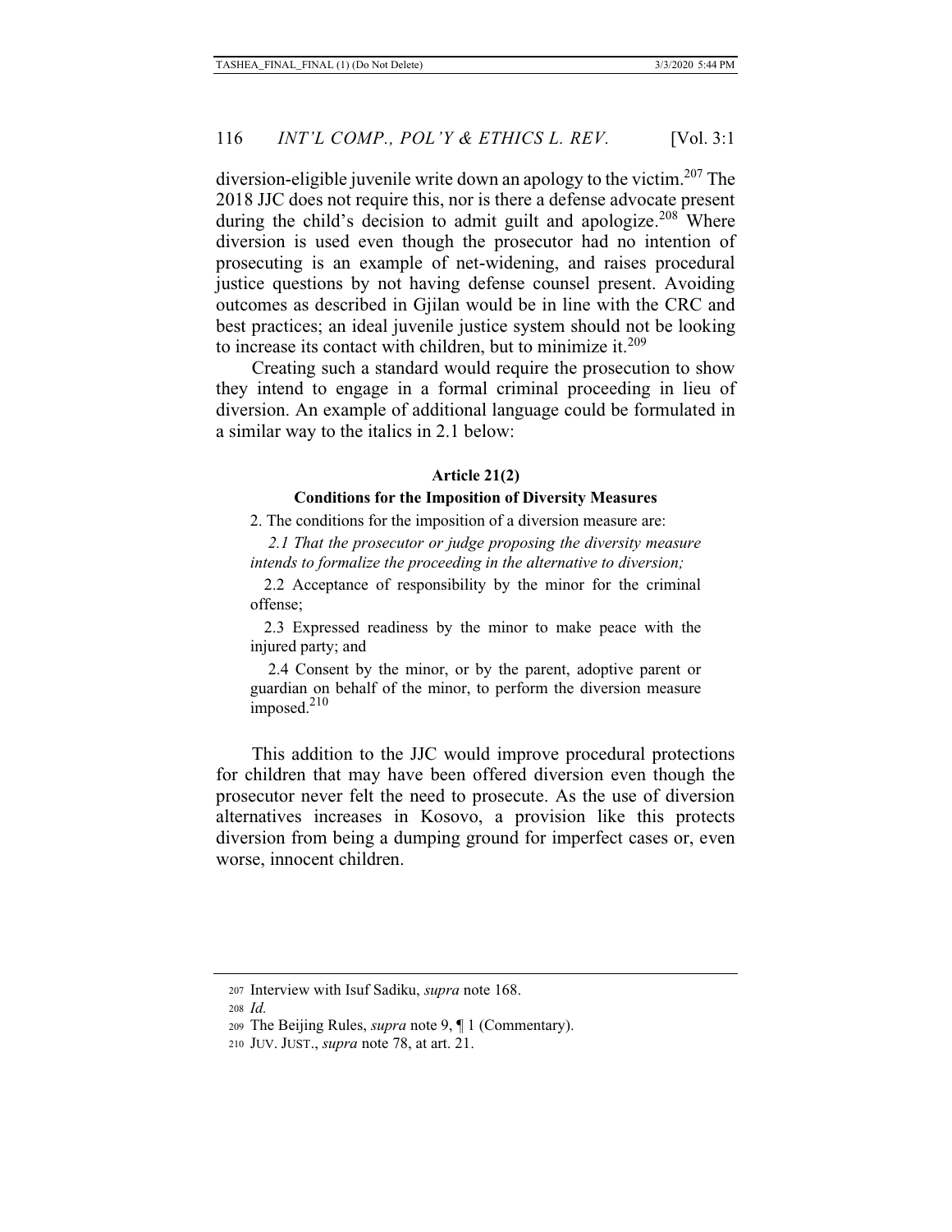diversion-eligible juvenile write down an apology to the victim.[207] The 2018 JJC does not require this, nor is there a defense advocate present during the child's decision to admit guilt and apologize.[208] Where diversion is used even though the prosecutor had no intention of prosecuting is an example of net-widening, and raises procedural justice questions by not having defense counsel present. Avoiding outcomes as described in Gjilan would be in line with the CRC and best practices; an ideal juvenile justice system should not be looking to increase its contact with children, but to minimize it.[209]

Creating such a standard would require the prosecution to show they intend to engage in a formal criminal proceeding in lieu of diversion. An example of additional language could be formulated in a similar way to the italics in 2.1 below:

**Article 21(2)**

**Conditions for the Imposition of Diversity Measures**

2. The conditions for the imposition of a diversion measure are:

*2.1 That the prosecutor or judge proposing the diversity measure intends to formalize the proceeding in the alternative to diversion;*

2.2 Acceptance of responsibility by the minor for the criminal offense;

2.3 Expressed readiness by the minor to make peace with the injured party; and

2.4 Consent by the minor, or by the parent, adoptive parent or guardian on behalf of the minor, to perform the diversion measure imposed.[210]

This addition to the JJC would improve procedural protections for children that may have been offered diversion even though the prosecutor never felt the need to prosecute. As the use of diversion alternatives increases in Kosovo, a provision like this protects diversion from being a dumping ground for imperfect cases or, even worse, innocent children.

---

207 Interview with Isuf Sadiku, *supra* note 168.

208 *Id.*

209 The Beijing Rules, *supra* note 9, ¶ 1 (Commentary).

210 JUV. JUST., *supra* note 78, at art. 21.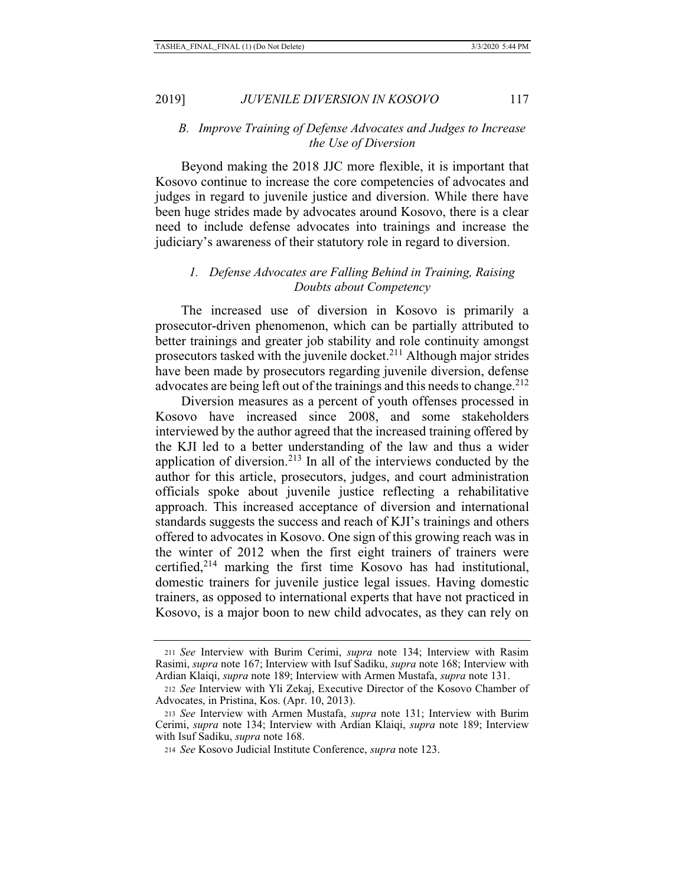### *B. Improve Training of Defense Advocates and Judges to Increase the Use of Diversion*

Beyond making the 2018 JJC more flexible, it is important that Kosovo continue to increase the core competencies of advocates and judges in regard to juvenile justice and diversion. While there have been huge strides made by advocates around Kosovo, there is a clear need to include defense advocates into trainings and increase the judiciary's awareness of their statutory role in regard to diversion.

#### *1. Defense Advocates are Falling Behind in Training, Raising Doubts about Competency*

The increased use of diversion in Kosovo is primarily a prosecutor-driven phenomenon, which can be partially attributed to better trainings and greater job stability and role continuity amongst prosecutors tasked with the juvenile docket.[211] Although major strides have been made by prosecutors regarding juvenile diversion, defense advocates are being left out of the trainings and this needs to change.[212]

Diversion measures as a percent of youth offenses processed in Kosovo have increased since 2008, and some stakeholders interviewed by the author agreed that the increased training offered by the KJI led to a better understanding of the law and thus a wider application of diversion.[213] In all of the interviews conducted by the author for this article, prosecutors, judges, and court administration officials spoke about juvenile justice reflecting a rehabilitative approach. This increased acceptance of diversion and international standards suggests the success and reach of KJI's trainings and others offered to advocates in Kosovo. One sign of this growing reach was in the winter of 2012 when the first eight trainers of trainers were certified,[214] marking the first time Kosovo has had institutional, domestic trainers for juvenile justice legal issues. Having domestic trainers, as opposed to international experts that have not practiced in Kosovo, is a major boon to new child advocates, as they can rely on

---

[211] *See* Interview with Burim Cerimi, *supra* note 134; Interview with Rasim Rasimi, *supra* note 167; Interview with Isuf Sadiku, *supra* note 168; Interview with Ardian Klaiqi, *supra* note 189; Interview with Armen Mustafa, *supra* note 131.

[212] *See* Interview with Yli Zekaj, Executive Director of the Kosovo Chamber of Advocates, in Pristina, Kos. (Apr. 10, 2013).

[213] *See* Interview with Armen Mustafa, *supra* note 131; Interview with Burim Cerimi, *supra* note 134; Interview with Ardian Klaiqi, *supra* note 189; Interview with Isuf Sadiku, *supra* note 168.

[214] *See* Kosovo Judicial Institute Conference, *supra* note 123.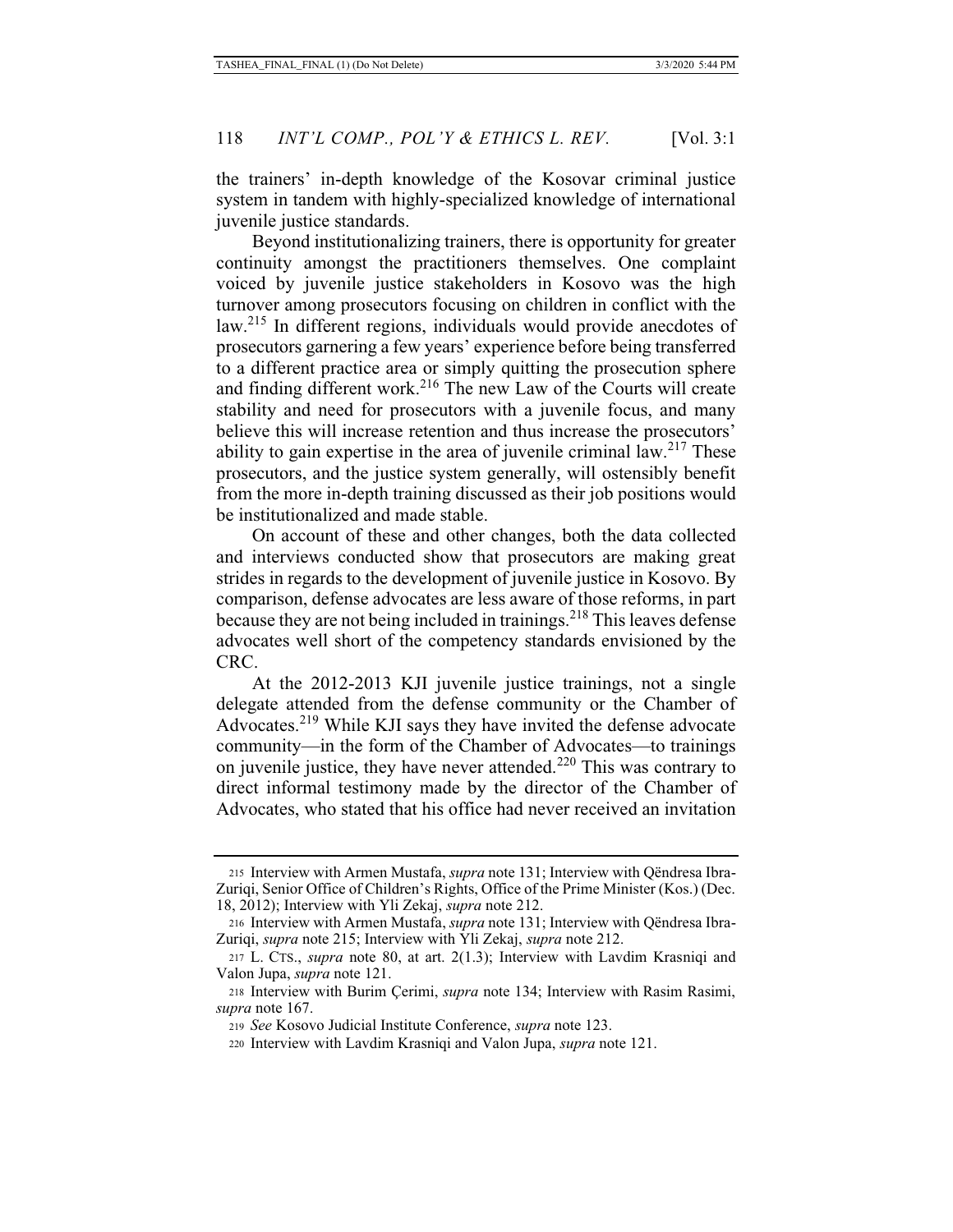the trainers' in-depth knowledge of the Kosovar criminal justice system in tandem with highly-specialized knowledge of international juvenile justice standards.

Beyond institutionalizing trainers, there is opportunity for greater continuity amongst the practitioners themselves. One complaint voiced by juvenile justice stakeholders in Kosovo was the high turnover among prosecutors focusing on children in conflict with the law.[215] In different regions, individuals would provide anecdotes of prosecutors garnering a few years' experience before being transferred to a different practice area or simply quitting the prosecution sphere and finding different work.[216] The new Law of the Courts will create stability and need for prosecutors with a juvenile focus, and many believe this will increase retention and thus increase the prosecutors' ability to gain expertise in the area of juvenile criminal law.[217] These prosecutors, and the justice system generally, will ostensibly benefit from the more in-depth training discussed as their job positions would be institutionalized and made stable.

On account of these and other changes, both the data collected and interviews conducted show that prosecutors are making great strides in regards to the development of juvenile justice in Kosovo. By comparison, defense advocates are less aware of those reforms, in part because they are not being included in trainings.[218] This leaves defense advocates well short of the competency standards envisioned by the CRC.

At the 2012-2013 KJI juvenile justice trainings, not a single delegate attended from the defense community or the Chamber of Advocates.[219] While KJI says they have invited the defense advocate community—in the form of the Chamber of Advocates—to trainings on juvenile justice, they have never attended.[220] This was contrary to direct informal testimony made by the director of the Chamber of Advocates, who stated that his office had never received an invitation

---

215 Interview with Armen Mustafa, *supra* note 131; Interview with Qëndresa Ibra-Zuriqi, Senior Office of Children's Rights, Office of the Prime Minister (Kos.) (Dec. 18, 2012); Interview with Yli Zekaj, *supra* note 212.

216 Interview with Armen Mustafa, *supra* note 131; Interview with Qëndresa Ibra-Zuriqi, *supra* note 215; Interview with Yli Zekaj, *supra* note 212.

217 L. CTS., *supra* note 80, at art. 2(1.3); Interview with Lavdim Krasniqi and Valon Jupa, *supra* note 121.

218 Interview with Burim Çerimi, *supra* note 134; Interview with Rasim Rasimi, *supra* note 167.

219 *See* Kosovo Judicial Institute Conference, *supra* note 123.

220 Interview with Lavdim Krasniqi and Valon Jupa, *supra* note 121.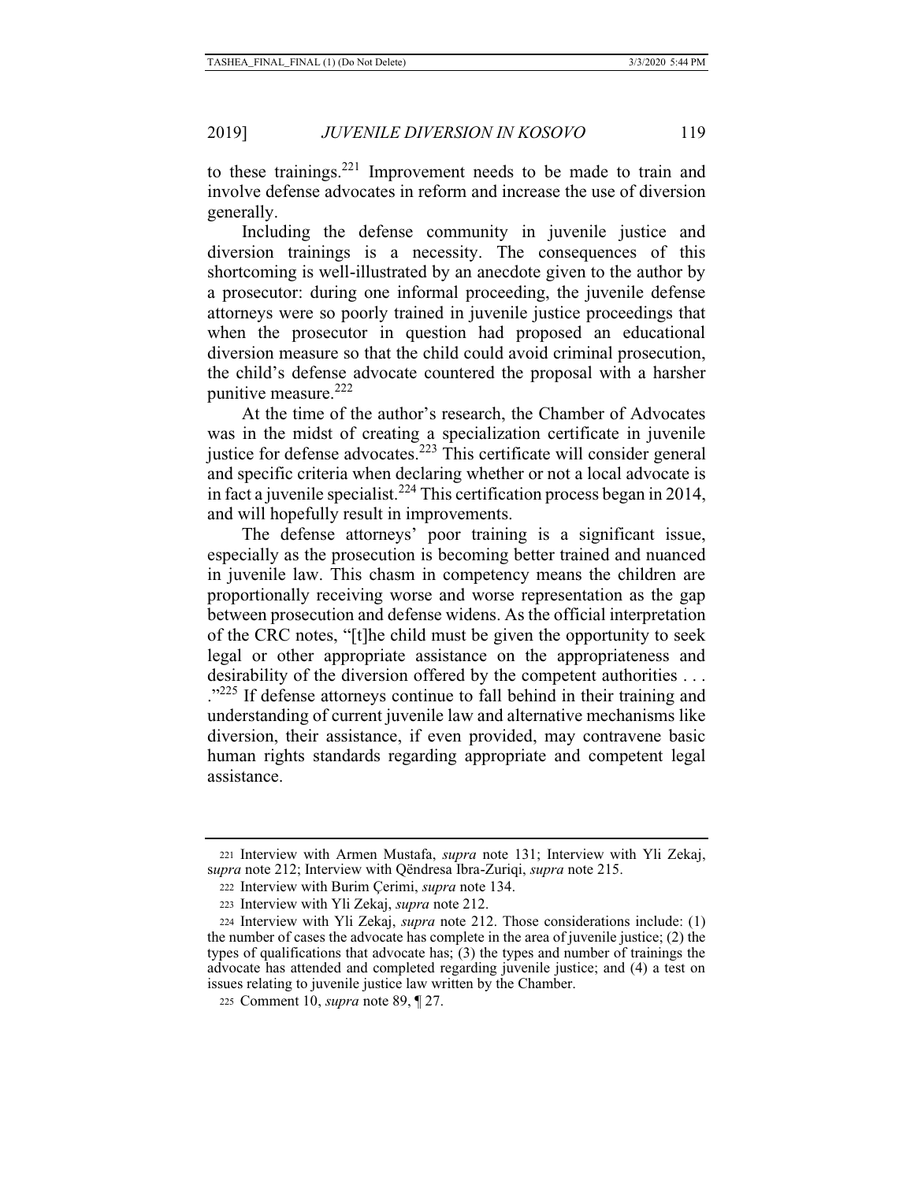to these trainings.[221] Improvement needs to be made to train and involve defense advocates in reform and increase the use of diversion generally.

Including the defense community in juvenile justice and diversion trainings is a necessity. The consequences of this shortcoming is well-illustrated by an anecdote given to the author by a prosecutor: during one informal proceeding, the juvenile defense attorneys were so poorly trained in juvenile justice proceedings that when the prosecutor in question had proposed an educational diversion measure so that the child could avoid criminal prosecution, the child's defense advocate countered the proposal with a harsher punitive measure.[222]

At the time of the author's research, the Chamber of Advocates was in the midst of creating a specialization certificate in juvenile justice for defense advocates.[223] This certificate will consider general and specific criteria when declaring whether or not a local advocate is in fact a juvenile specialist.[224] This certification process began in 2014, and will hopefully result in improvements.

The defense attorneys' poor training is a significant issue, especially as the prosecution is becoming better trained and nuanced in juvenile law. This chasm in competency means the children are proportionally receiving worse and worse representation as the gap between prosecution and defense widens. As the official interpretation of the CRC notes, "[t]he child must be given the opportunity to seek legal or other appropriate assistance on the appropriateness and desirability of the diversion offered by the competent authorities . . . ."[225] If defense attorneys continue to fall behind in their training and understanding of current juvenile law and alternative mechanisms like diversion, their assistance, if even provided, may contravene basic human rights standards regarding appropriate and competent legal assistance.

---

221 Interview with Armen Mustafa, *supra* note 131; Interview with Yli Zekaj, s*upra* note 212; Interview with Qëndresa Ibra-Zuriqi, *supra* note 215.

222 Interview with Burim Çerimi, *supra* note 134.

223 Interview with Yli Zekaj, *supra* note 212.

224 Interview with Yli Zekaj, *supra* note 212. Those considerations include: (1) the number of cases the advocate has complete in the area of juvenile justice; (2) the types of qualifications that advocate has; (3) the types and number of trainings the advocate has attended and completed regarding juvenile justice; and (4) a test on issues relating to juvenile justice law written by the Chamber.

225 Comment 10, *supra* note 89, ¶ 27.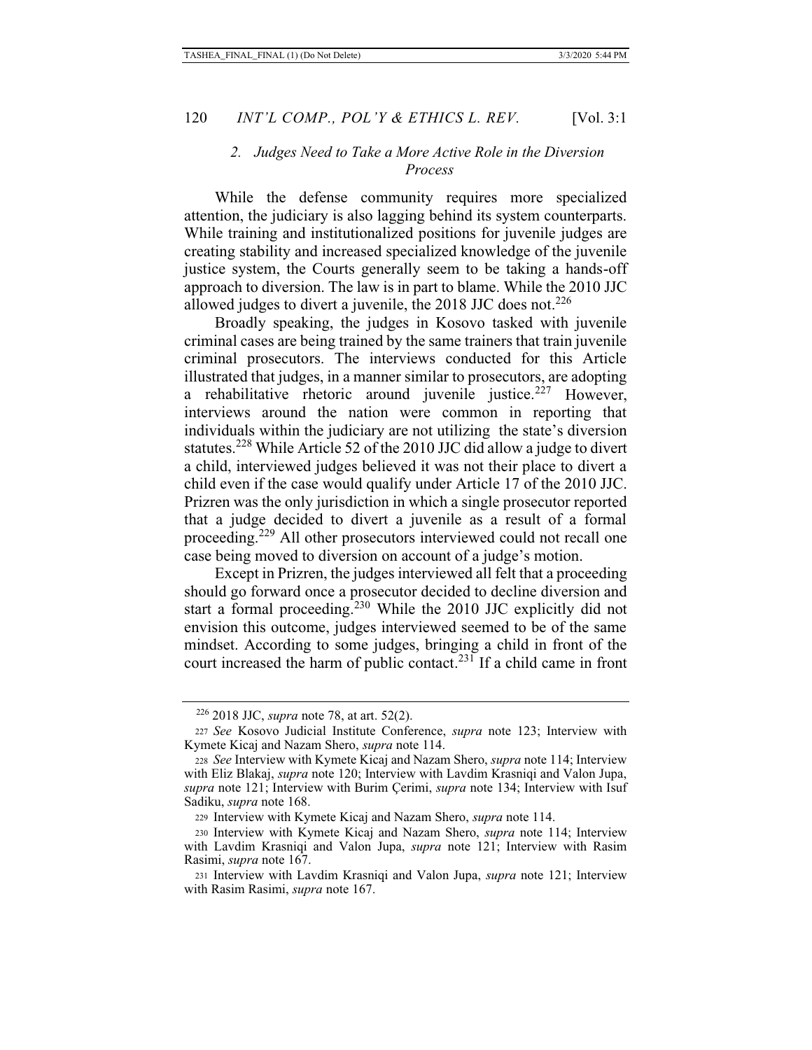### 2. *Judges Need to Take a More Active Role in the Diversion Process*

While the defense community requires more specialized attention, the judiciary is also lagging behind its system counterparts. While training and institutionalized positions for juvenile judges are creating stability and increased specialized knowledge of the juvenile justice system, the Courts generally seem to be taking a hands-off approach to diversion. The law is in part to blame. While the 2010 JJC allowed judges to divert a juvenile, the 2018 JJC does not.[226]

Broadly speaking, the judges in Kosovo tasked with juvenile criminal cases are being trained by the same trainers that train juvenile criminal prosecutors. The interviews conducted for this Article illustrated that judges, in a manner similar to prosecutors, are adopting a rehabilitative rhetoric around juvenile justice.[227] However, interviews around the nation were common in reporting that individuals within the judiciary are not utilizing the state's diversion statutes.[228] While Article 52 of the 2010 JJC did allow a judge to divert a child, interviewed judges believed it was not their place to divert a child even if the case would qualify under Article 17 of the 2010 JJC. Prizren was the only jurisdiction in which a single prosecutor reported that a judge decided to divert a juvenile as a result of a formal proceeding.[229] All other prosecutors interviewed could not recall one case being moved to diversion on account of a judge's motion.

Except in Prizren, the judges interviewed all felt that a proceeding should go forward once a prosecutor decided to decline diversion and start a formal proceeding.[230] While the 2010 JJC explicitly did not envision this outcome, judges interviewed seemed to be of the same mindset. According to some judges, bringing a child in front of the court increased the harm of public contact.[231] If a child came in front

---

[226] 2018 JJC, *supra* note 78, at art. 52(2).

[227] *See* Kosovo Judicial Institute Conference, *supra* note 123; Interview with Kymete Kicaj and Nazam Shero, *supra* note 114.

[228] *See* Interview with Kymete Kicaj and Nazam Shero, *supra* note 114; Interview with Eliz Blakaj, *supra* note 120; Interview with Lavdim Krasniqi and Valon Jupa, *supra* note 121; Interview with Burim Çerimi, *supra* note 134; Interview with Isuf Sadiku, *supra* note 168.

[229] Interview with Kymete Kicaj and Nazam Shero, *supra* note 114.

[230] Interview with Kymete Kicaj and Nazam Shero, *supra* note 114; Interview with Lavdim Krasniqi and Valon Jupa, *supra* note 121; Interview with Rasim Rasimi, *supra* note 167.

[231] Interview with Lavdim Krasniqi and Valon Jupa, *supra* note 121; Interview with Rasim Rasimi, *supra* note 167.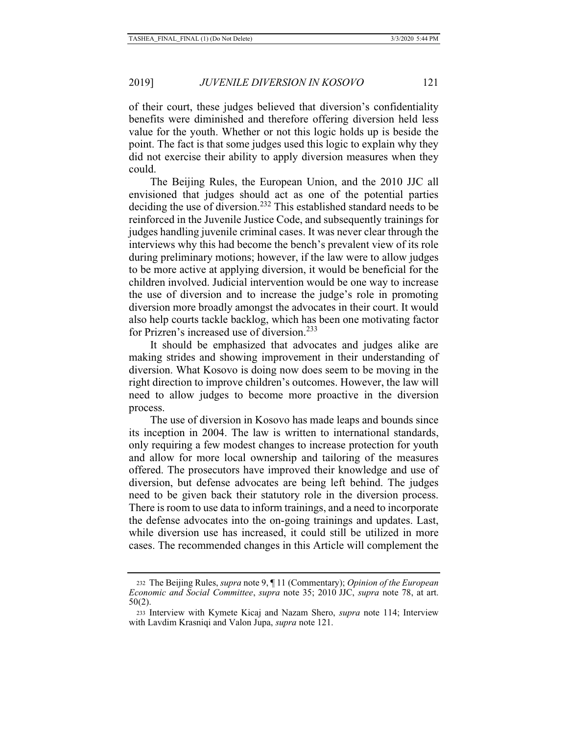of their court, these judges believed that diversion's confidentiality benefits were diminished and therefore offering diversion held less value for the youth. Whether or not this logic holds up is beside the point. The fact is that some judges used this logic to explain why they did not exercise their ability to apply diversion measures when they could.

The Beijing Rules, the European Union, and the 2010 JJC all envisioned that judges should act as one of the potential parties deciding the use of diversion.[232] This established standard needs to be reinforced in the Juvenile Justice Code, and subsequently trainings for judges handling juvenile criminal cases. It was never clear through the interviews why this had become the bench's prevalent view of its role during preliminary motions; however, if the law were to allow judges to be more active at applying diversion, it would be beneficial for the children involved. Judicial intervention would be one way to increase the use of diversion and to increase the judge's role in promoting diversion more broadly amongst the advocates in their court. It would also help courts tackle backlog, which has been one motivating factor for Prizren's increased use of diversion.[233]

It should be emphasized that advocates and judges alike are making strides and showing improvement in their understanding of diversion. What Kosovo is doing now does seem to be moving in the right direction to improve children's outcomes. However, the law will need to allow judges to become more proactive in the diversion process.

The use of diversion in Kosovo has made leaps and bounds since its inception in 2004. The law is written to international standards, only requiring a few modest changes to increase protection for youth and allow for more local ownership and tailoring of the measures offered. The prosecutors have improved their knowledge and use of diversion, but defense advocates are being left behind. The judges need to be given back their statutory role in the diversion process. There is room to use data to inform trainings, and a need to incorporate the defense advocates into the on-going trainings and updates. Last, while diversion use has increased, it could still be utilized in more cases. The recommended changes in this Article will complement the

---

232 The Beijing Rules, *supra* note 9, ¶ 11 (Commentary); *Opinion of the European Economic and Social Committee*, *supra* note 35; 2010 JJC, *supra* note 78, at art. 50(2).

233 Interview with Kymete Kicaj and Nazam Shero, *supra* note 114; Interview with Lavdim Krasniqi and Valon Jupa, *supra* note 121.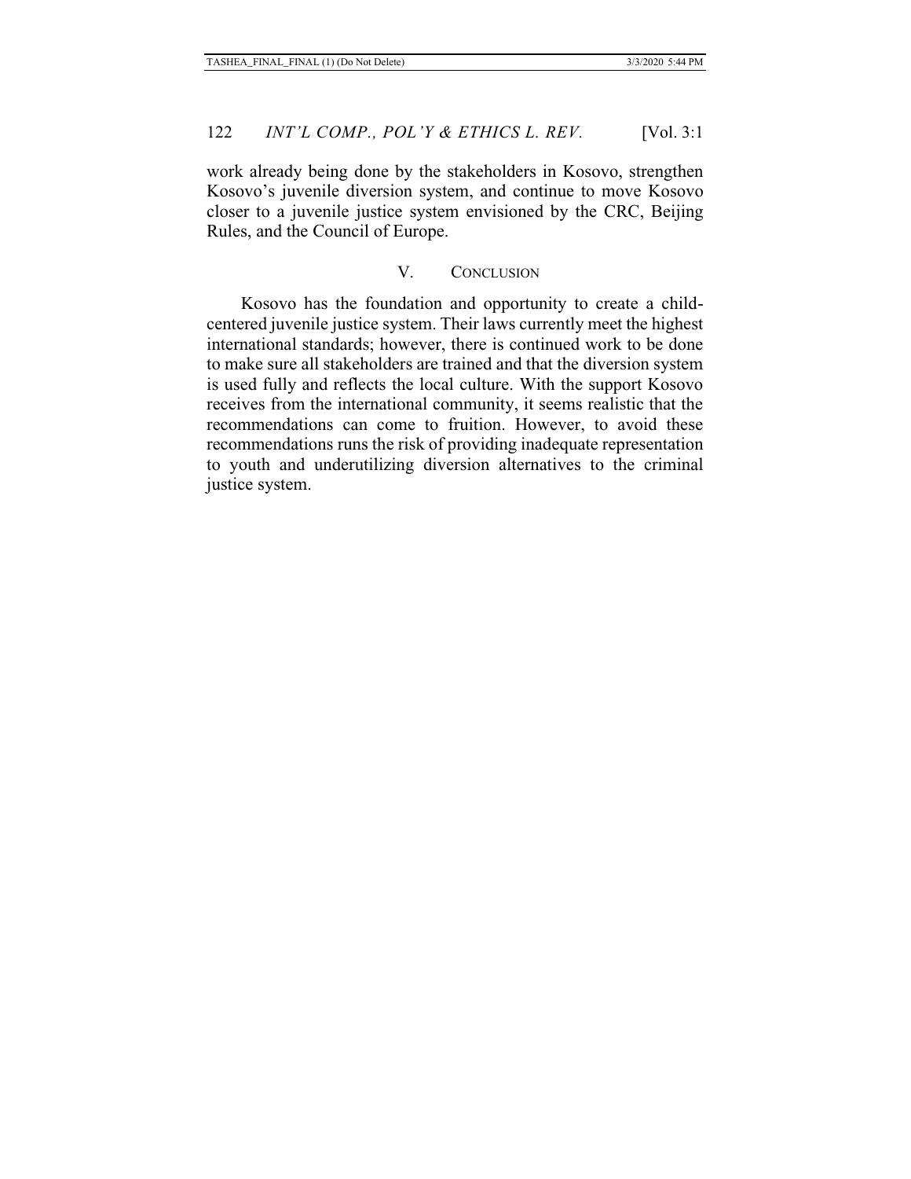work already being done by the stakeholders in Kosovo, strengthen Kosovo's juvenile diversion system, and continue to move Kosovo closer to a juvenile justice system envisioned by the CRC, Beijing Rules, and the Council of Europe.

## V. CONCLUSION

Kosovo has the foundation and opportunity to create a child-centered juvenile justice system. Their laws currently meet the highest international standards; however, there is continued work to be done to make sure all stakeholders are trained and that the diversion system is used fully and reflects the local culture. With the support Kosovo receives from the international community, it seems realistic that the recommendations can come to fruition. However, to avoid these recommendations runs the risk of providing inadequate representation to youth and underutilizing diversion alternatives to the criminal justice system.